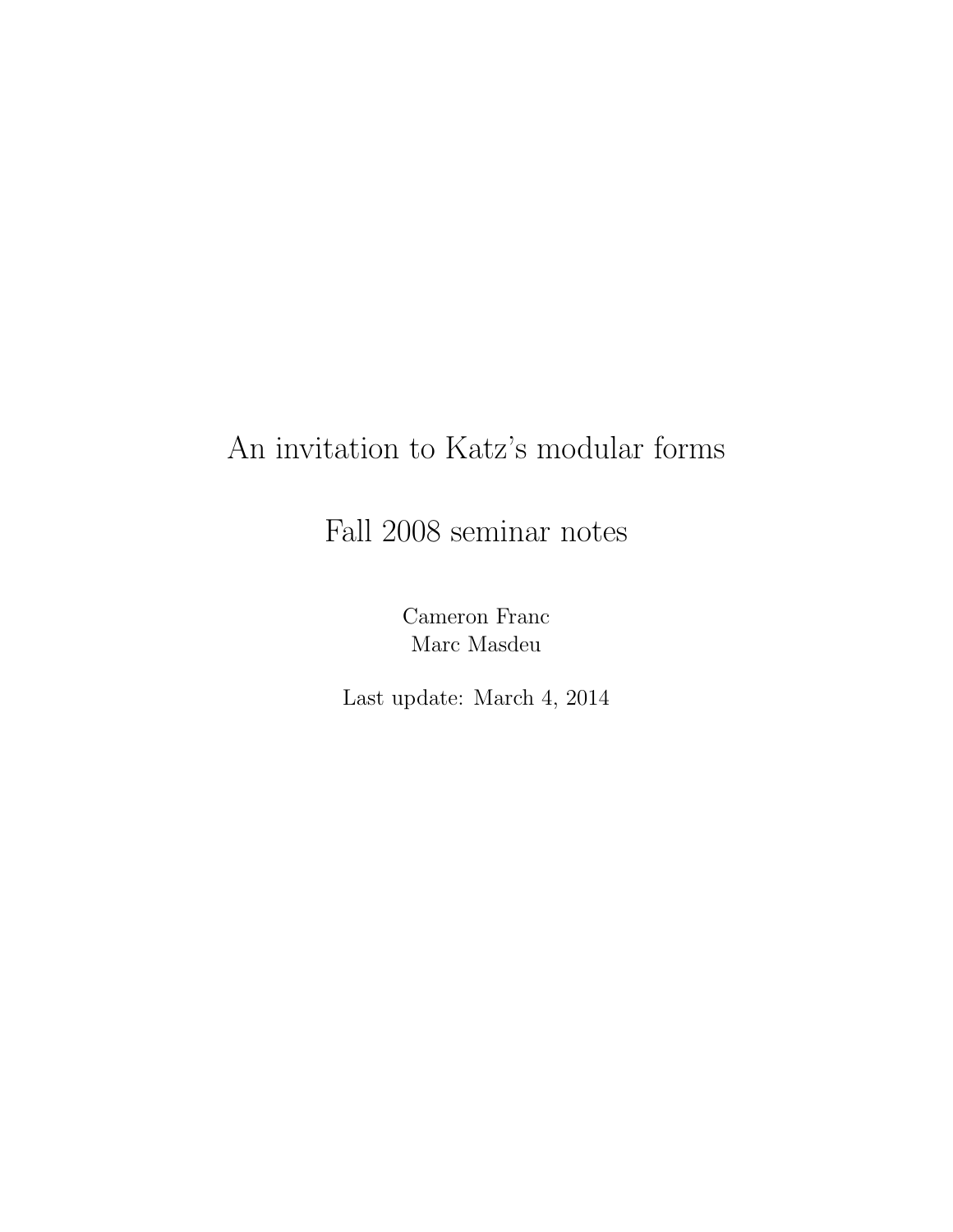# An invitation to Katz's modular forms

## Fall 2008 seminar notes

Cameron Franc
Marc Masdeu

Last update: March 4, 2014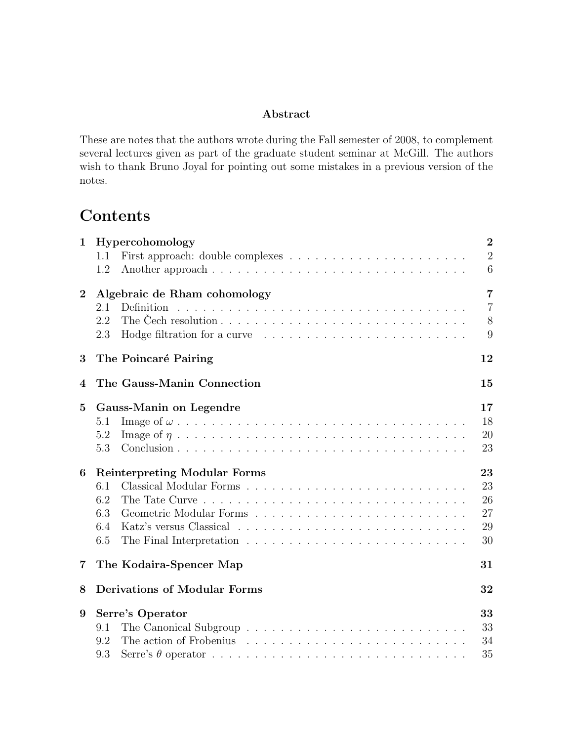**Abstract**

These are notes that the authors wrote during the Fall semester of 2008, to complement several lectures given as part of the graduate student seminar at McGill. The authors wish to thank Bruno Joyal for pointing out some mistakes in a previous version of the notes.

# Contents

**1 Hypercohomology** — **2**
- 1.1 First approach: double complexes — 2
- 1.2 Another approach — 6

**2 Algebraic de Rham cohomology** — **7**
- 2.1 Definition — 7
- 2.2 The Čech resolution — 8
- 2.3 Hodge filtration for a curve — 9

**3 The Poincaré Pairing** — **12**

**4 The Gauss-Manin Connection** — **15**

**5 Gauss-Manin on Legendre** — **17**
- 5.1 Image of $\omega$ — 18
- 5.2 Image of $\eta$ — 20
- 5.3 Conclusion — 23

**6 Reinterpreting Modular Forms** — **23**
- 6.1 Classical Modular Forms — 23
- 6.2 The Tate Curve — 26
- 6.3 Geometric Modular Forms — 27
- 6.4 Katz's versus Classical — 29
- 6.5 The Final Interpretation — 30

**7 The Kodaira-Spencer Map** — **31**

**8 Derivations of Modular Forms** — **32**

**9 Serre's Operator** — **33**
- 9.1 The Canonical Subgroup — 33
- 9.2 The action of Frobenius — 34
- 9.3 Serre's $\theta$ operator — 35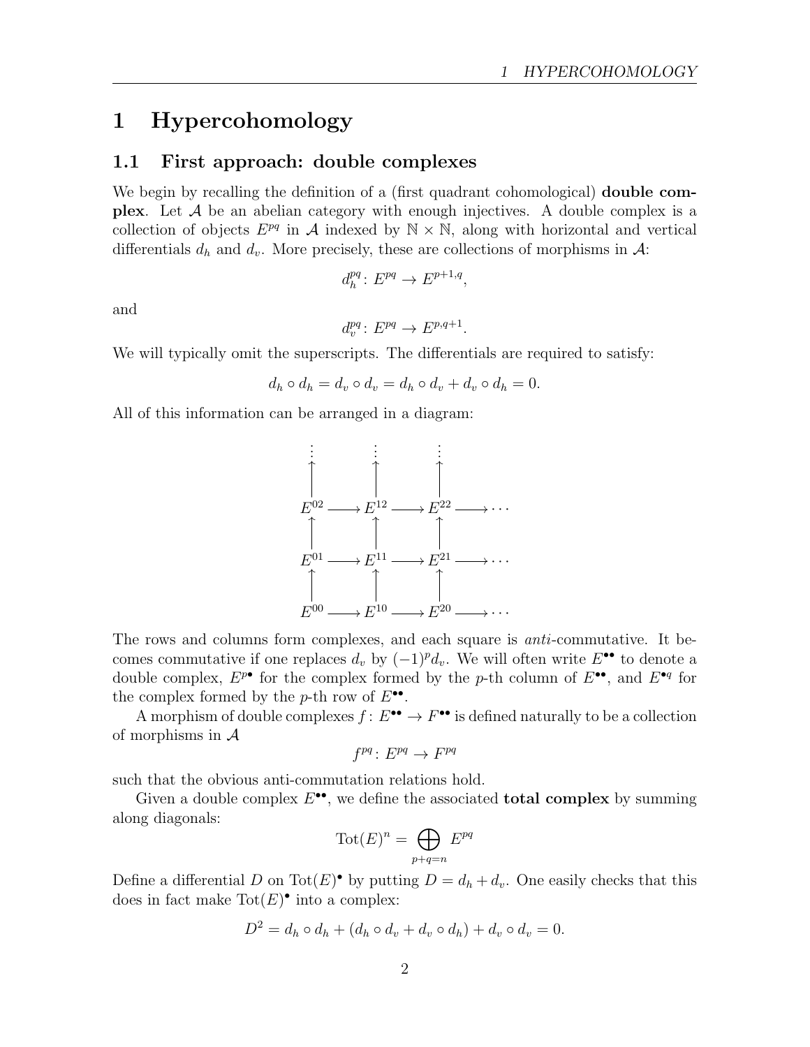# 1 Hypercohomology

## 1.1 First approach: double complexes

We begin by recalling the definition of a (first quadrant cohomological) **double complex**. Let $\mathcal{A}$ be an abelian category with enough injectives. A double complex is a collection of objects $E^{pq}$ in $\mathcal{A}$ indexed by $\mathbb{N} \times \mathbb{N}$, along with horizontal and vertical differentials $d_h$ and $d_v$. More precisely, these are collections of morphisms in $\mathcal{A}$:

$$d_h^{pq} \colon E^{pq} \to E^{p+1,q},$$

and

$$d_v^{pq} \colon E^{pq} \to E^{p,q+1}.$$

We will typically omit the superscripts. The differentials are required to satisfy:

$$d_h \circ d_h = d_v \circ d_v = d_h \circ d_v + d_v \circ d_h = 0.$$

All of this information can be arranged in a diagram:

$$\begin{array}{ccccccc}
\vdots & & \vdots & & \vdots & & \\
\uparrow & & \uparrow & & \uparrow & & \\
E^{02} & \longrightarrow & E^{12} & \longrightarrow & E^{22} & \longrightarrow & \cdots \\
\uparrow & & \uparrow & & \uparrow & & \\
E^{01} & \longrightarrow & E^{11} & \longrightarrow & E^{21} & \longrightarrow & \cdots \\
\uparrow & & \uparrow & & \uparrow & & \\
E^{00} & \longrightarrow & E^{10} & \longrightarrow & E^{20} & \longrightarrow & \cdots
\end{array}$$

The rows and columns form complexes, and each square is *anti*-commutative. It becomes commutative if one replaces $d_v$ by $(-1)^p d_v$. We will often write $E^{\bullet\bullet}$ to denote a double complex, $E^{p\bullet}$ for the complex formed by the $p$-th column of $E^{\bullet\bullet}$, and $E^{\bullet q}$ for the complex formed by the $p$-th row of $E^{\bullet\bullet}$.

A morphism of double complexes $f \colon E^{\bullet\bullet} \to F^{\bullet\bullet}$ is defined naturally to be a collection of morphisms in $\mathcal{A}$

$$f^{pq} \colon E^{pq} \to F^{pq}$$

such that the obvious anti-commutation relations hold.

Given a double complex $E^{\bullet\bullet}$, we define the associated **total complex** by summing along diagonals:

$$\mathrm{Tot}(E)^n = \bigoplus_{p+q=n} E^{pq}$$

Define a differential $D$ on $\mathrm{Tot}(E)^\bullet$ by putting $D = d_h + d_v$. One easily checks that this does in fact make $\mathrm{Tot}(E)^\bullet$ into a complex:

$$D^2 = d_h \circ d_h + (d_h \circ d_v + d_v \circ d_h) + d_v \circ d_v = 0.$$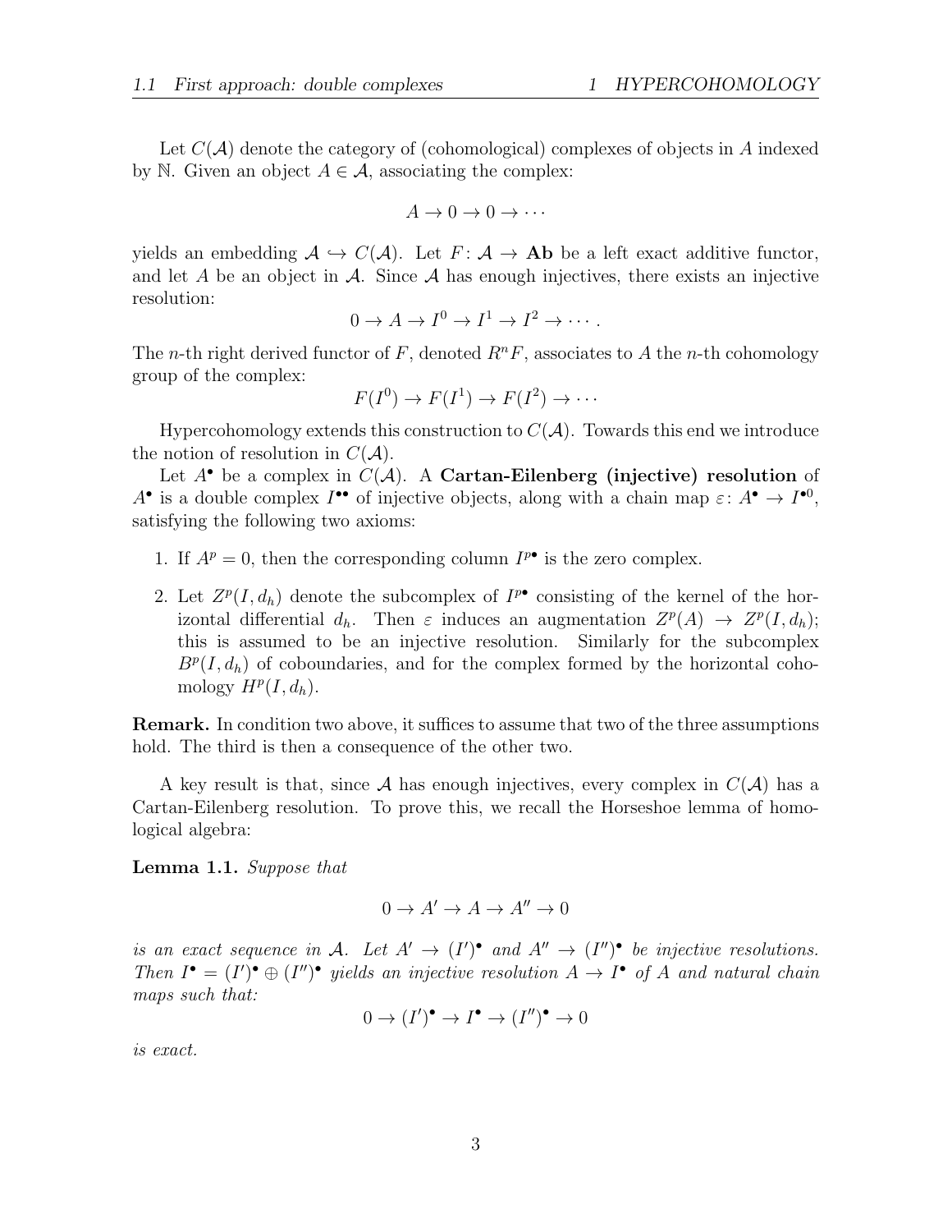Let $C(\mathcal{A})$ denote the category of (cohomological) complexes of objects in $A$ indexed by $\mathbb{N}$. Given an object $A \in \mathcal{A}$, associating the complex:

$$A \to 0 \to 0 \to \cdots$$

yields an embedding $\mathcal{A} \hookrightarrow C(\mathcal{A})$. Let $F\colon \mathcal{A} \to \mathbf{Ab}$ be a left exact additive functor, and let $A$ be an object in $\mathcal{A}$. Since $\mathcal{A}$ has enough injectives, there exists an injective resolution:

$$0 \to A \to I^0 \to I^1 \to I^2 \to \cdots .$$

The $n$-th right derived functor of $F$, denoted $R^nF$, associates to $A$ the $n$-th cohomology group of the complex:

$$F(I^0) \to F(I^1) \to F(I^2) \to \cdots$$

Hypercohomology extends this construction to $C(\mathcal{A})$. Towards this end we introduce the notion of resolution in $C(\mathcal{A})$.

Let $A^\bullet$ be a complex in $C(\mathcal{A})$. A **Cartan-Eilenberg (injective) resolution** of $A^\bullet$ is a double complex $I^{\bullet\bullet}$ of injective objects, along with a chain map $\varepsilon\colon A^\bullet \to I^{\bullet 0}$, satisfying the following two axioms:

1. If $A^p = 0$, then the corresponding column $I^{p\bullet}$ is the zero complex.
2. Let $Z^p(I, d_h)$ denote the subcomplex of $I^{p\bullet}$ consisting of the kernel of the horizontal differential $d_h$. Then $\varepsilon$ induces an augmentation $Z^p(A) \to Z^p(I, d_h)$; this is assumed to be an injective resolution. Similarly for the subcomplex $B^p(I, d_h)$ of coboundaries, and for the complex formed by the horizontal cohomology $H^p(I, d_h)$.

**Remark.** In condition two above, it suffices to assume that two of the three assumptions hold. The third is then a consequence of the other two.

A key result is that, since $\mathcal{A}$ has enough injectives, every complex in $C(\mathcal{A})$ has a Cartan-Eilenberg resolution. To prove this, we recall the Horseshoe lemma of homological algebra:

**Lemma 1.1.** *Suppose that*

$$0 \to A' \to A \to A'' \to 0$$

*is an exact sequence in $\mathcal{A}$. Let $A' \to (I')^\bullet$ and $A'' \to (I'')^\bullet$ be injective resolutions. Then $I^\bullet = (I')^\bullet \oplus (I'')^\bullet$ yields an injective resolution $A \to I^\bullet$ of $A$ and natural chain maps such that:*

$$0 \to (I')^\bullet \to I^\bullet \to (I'')^\bullet \to 0$$

*is exact.*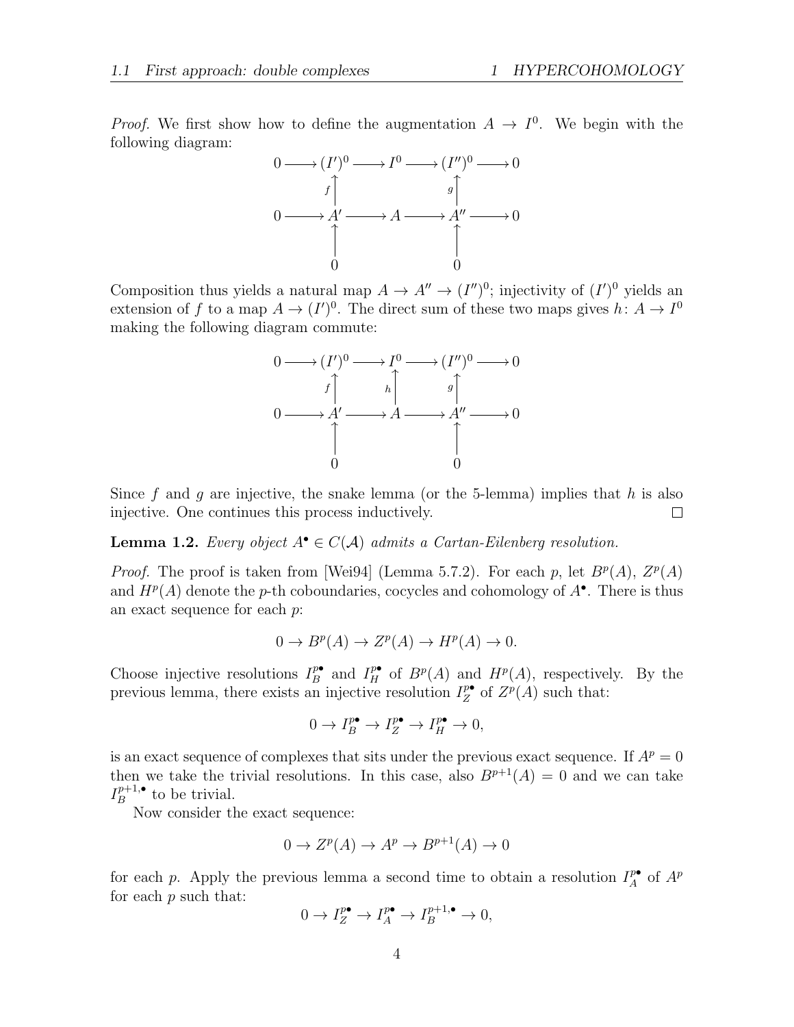*Proof.* We first show how to define the augmentation $A \to I^0$. We begin with the following diagram:

$$\begin{array}{ccccccccc}
0 & \longrightarrow & (I')^0 & \longrightarrow & I^0 & \longrightarrow & (I'')^0 & \longrightarrow & 0 \\
 & & \uparrow f & & & & \uparrow g & & \\
0 & \longrightarrow & A' & \longrightarrow & A & \longrightarrow & A'' & \longrightarrow & 0 \\
 & & \uparrow & & & & \uparrow & & \\
 & & 0 & & & & 0 & &
\end{array}$$

Composition thus yields a natural map $A \to A'' \to (I'')^0$; injectivity of $(I')^0$ yields an extension of $f$ to a map $A \to (I')^0$. The direct sum of these two maps gives $h\colon A \to I^0$ making the following diagram commute:

$$\begin{array}{ccccccccc}
0 & \longrightarrow & (I')^0 & \longrightarrow & I^0 & \longrightarrow & (I'')^0 & \longrightarrow & 0 \\
 & & \uparrow f & & \uparrow h & & \uparrow g & & \\
0 & \longrightarrow & A' & \longrightarrow & A & \longrightarrow & A'' & \longrightarrow & 0 \\
 & & \uparrow & & & & \uparrow & & \\
 & & 0 & & & & 0 & &
\end{array}$$

Since $f$ and $g$ are injective, the snake lemma (or the 5-lemma) implies that $h$ is also injective. One continues this process inductively. $\square$

**Lemma 1.2.** *Every object $A^\bullet \in C(\mathcal{A})$ admits a Cartan-Eilenberg resolution.*

*Proof.* The proof is taken from [Wei94] (Lemma 5.7.2). For each $p$, let $B^p(A)$, $Z^p(A)$ and $H^p(A)$ denote the $p$-th coboundaries, cocycles and cohomology of $A^\bullet$. There is thus an exact sequence for each $p$:

$$0 \to B^p(A) \to Z^p(A) \to H^p(A) \to 0.$$

Choose injective resolutions $I_B^{p\bullet}$ and $I_H^{p\bullet}$ of $B^p(A)$ and $H^p(A)$, respectively. By the previous lemma, there exists an injective resolution $I_Z^{p\bullet}$ of $Z^p(A)$ such that:

$$0 \to I_B^{p\bullet} \to I_Z^{p\bullet} \to I_H^{p\bullet} \to 0,$$

is an exact sequence of complexes that sits under the previous exact sequence. If $A^p = 0$ then we take the trivial resolutions. In this case, also $B^{p+1}(A) = 0$ and we can take $I_B^{p+1,\bullet}$ to be trivial.

Now consider the exact sequence:

$$0 \to Z^p(A) \to A^p \to B^{p+1}(A) \to 0$$

for each $p$. Apply the previous lemma a second time to obtain a resolution $I_A^{p\bullet}$ of $A^p$ for each $p$ such that:

$$0 \to I_Z^{p\bullet} \to I_A^{p\bullet} \to I_B^{p+1,\bullet} \to 0,$$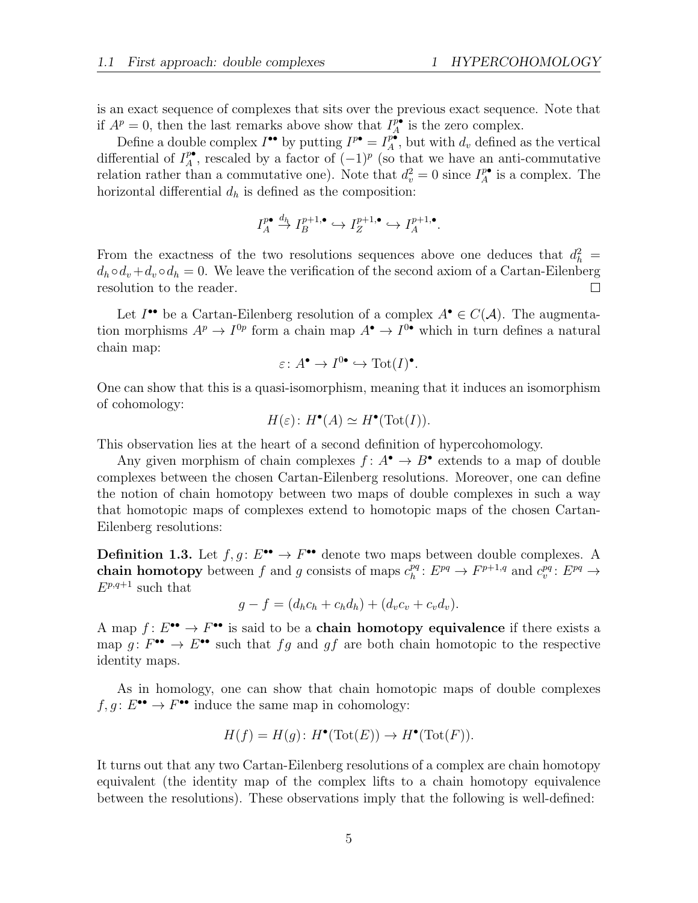is an exact sequence of complexes that sits over the previous exact sequence. Note that if $A^p = 0$, then the last remarks above show that $I_A^{p\bullet}$ is the zero complex.

Define a double complex $I^{\bullet\bullet}$ by putting $I^{p\bullet} = I_A^{p\bullet}$, but with $d_v$ defined as the vertical differential of $I_A^{p\bullet}$, rescaled by a factor of $(-1)^p$ (so that we have an anti-commutative relation rather than a commutative one). Note that $d_v^2 = 0$ since $I_A^{p\bullet}$ is a complex. The horizontal differential $d_h$ is defined as the composition:

$$I_A^{p\bullet} \xrightarrow{d_h} I_B^{p+1,\bullet} \hookrightarrow I_Z^{p+1,\bullet} \hookrightarrow I_A^{p+1,\bullet}.$$

From the exactness of the two resolutions sequences above one deduces that $d_h^2 = d_h \circ d_v + d_v \circ d_h = 0$. We leave the verification of the second axiom of a Cartan-Eilenberg resolution to the reader. □

Let $I^{\bullet\bullet}$ be a Cartan-Eilenberg resolution of a complex $A^\bullet \in C(\mathcal{A})$. The augmentation morphisms $A^p \to I^{0p}$ form a chain map $A^\bullet \to I^{0\bullet}$ which in turn defines a natural chain map:

$$\varepsilon \colon A^\bullet \to I^{0\bullet} \hookrightarrow \mathrm{Tot}(I)^\bullet.$$

One can show that this is a quasi-isomorphism, meaning that it induces an isomorphism of cohomology:

$$H(\varepsilon) \colon H^\bullet(A) \simeq H^\bullet(\mathrm{Tot}(I)).$$

This observation lies at the heart of a second definition of hypercohomology.

Any given morphism of chain complexes $f \colon A^\bullet \to B^\bullet$ extends to a map of double complexes between the chosen Cartan-Eilenberg resolutions. Moreover, one can define the notion of chain homotopy between two maps of double complexes in such a way that homotopic maps of complexes extend to homotopic maps of the chosen Cartan-Eilenberg resolutions:

**Definition 1.3.** Let $f, g \colon E^{\bullet\bullet} \to F^{\bullet\bullet}$ denote two maps between double complexes. A **chain homotopy** between $f$ and $g$ consists of maps $c_h^{pq} \colon E^{pq} \to F^{p+1,q}$ and $c_v^{pq} \colon E^{pq} \to E^{p,q+1}$ such that

$$g - f = (d_h c_h + c_h d_h) + (d_v c_v + c_v d_v).$$

A map $f \colon E^{\bullet\bullet} \to F^{\bullet\bullet}$ is said to be a **chain homotopy equivalence** if there exists a map $g \colon F^{\bullet\bullet} \to E^{\bullet\bullet}$ such that $fg$ and $gf$ are both chain homotopic to the respective identity maps.

As in homology, one can show that chain homotopic maps of double complexes $f, g \colon E^{\bullet\bullet} \to F^{\bullet\bullet}$ induce the same map in cohomology:

$$H(f) = H(g) \colon H^\bullet(\mathrm{Tot}(E)) \to H^\bullet(\mathrm{Tot}(F)).$$

It turns out that any two Cartan-Eilenberg resolutions of a complex are chain homotopy equivalent (the identity map of the complex lifts to a chain homotopy equivalence between the resolutions). These observations imply that the following is well-defined: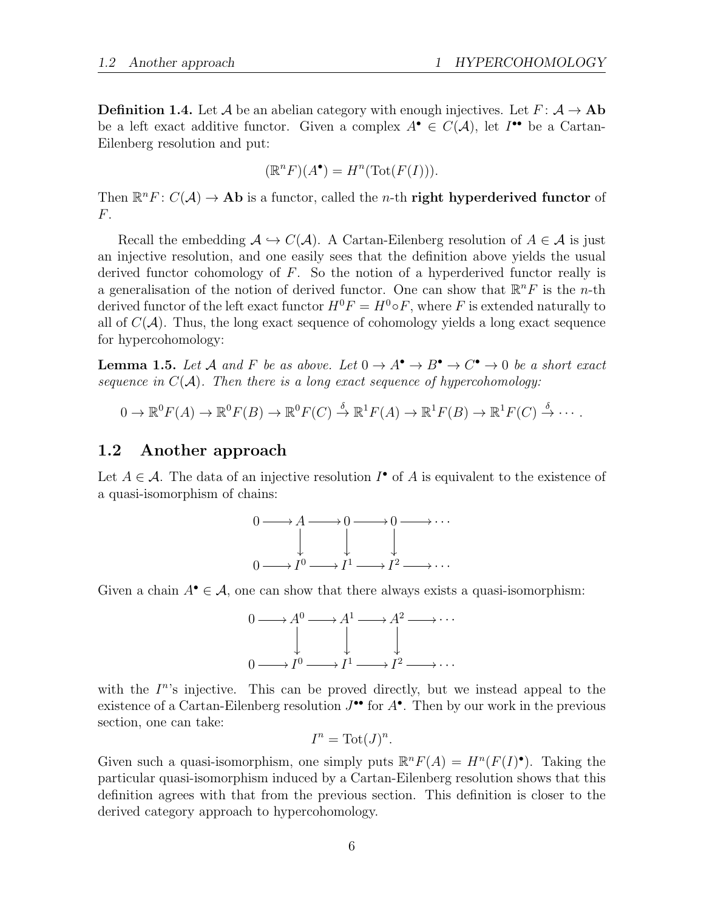**Definition 1.4.** Let $\mathcal{A}$ be an abelian category with enough injectives. Let $F\colon \mathcal{A} \to \mathbf{Ab}$ be a left exact additive functor. Given a complex $A^\bullet \in C(\mathcal{A})$, let $I^{\bullet\bullet}$ be a Cartan-Eilenberg resolution and put:

$$(\mathbb{R}^n F)(A^\bullet) = H^n(\mathrm{Tot}(F(I))).$$

Then $\mathbb{R}^n F\colon C(\mathcal{A}) \to \mathbf{Ab}$ is a functor, called the $n$-th **right hyperderived functor** of $F$.

Recall the embedding $\mathcal{A} \hookrightarrow C(\mathcal{A})$. A Cartan-Eilenberg resolution of $A \in \mathcal{A}$ is just an injective resolution, and one easily sees that the definition above yields the usual derived functor cohomology of $F$. So the notion of a hyperderived functor really is a generalisation of the notion of derived functor. One can show that $\mathbb{R}^n F$ is the $n$-th derived functor of the left exact functor $H^0 F = H^0 \circ F$, where $F$ is extended naturally to all of $C(\mathcal{A})$. Thus, the long exact sequence of cohomology yields a long exact sequence for hypercohomology:

**Lemma 1.5.** *Let $\mathcal{A}$ and $F$ be as above. Let $0 \to A^\bullet \to B^\bullet \to C^\bullet \to 0$ be a short exact sequence in $C(\mathcal{A})$. Then there is a long exact sequence of hypercohomology:*

$$0 \to \mathbb{R}^0 F(A) \to \mathbb{R}^0 F(B) \to \mathbb{R}^0 F(C) \xrightarrow{\delta} \mathbb{R}^1 F(A) \to \mathbb{R}^1 F(B) \to \mathbb{R}^1 F(C) \xrightarrow{\delta} \cdots.$$

## 1.2 Another approach

Let $A \in \mathcal{A}$. The data of an injective resolution $I^\bullet$ of $A$ is equivalent to the existence of a quasi-isomorphism of chains:

$$\begin{array}{ccccccccc}
0 & \longrightarrow & A & \longrightarrow & 0 & \longrightarrow & 0 & \longrightarrow & \cdots \\
 & & \downarrow & & \downarrow & & \downarrow & & \\
0 & \longrightarrow & I^0 & \longrightarrow & I^1 & \longrightarrow & I^2 & \longrightarrow & \cdots
\end{array}$$

Given a chain $A^\bullet \in \mathcal{A}$, one can show that there always exists a quasi-isomorphism:

$$\begin{array}{ccccccccc}
0 & \longrightarrow & A^0 & \longrightarrow & A^1 & \longrightarrow & A^2 & \longrightarrow & \cdots \\
 & & \downarrow & & \downarrow & & \downarrow & & \\
0 & \longrightarrow & I^0 & \longrightarrow & I^1 & \longrightarrow & I^2 & \longrightarrow & \cdots
\end{array}$$

with the $I^n$'s injective. This can be proved directly, but we instead appeal to the existence of a Cartan-Eilenberg resolution $J^{\bullet\bullet}$ for $A^\bullet$. Then by our work in the previous section, one can take:

$$I^n = \mathrm{Tot}(J)^n.$$

Given such a quasi-isomorphism, one simply puts $\mathbb{R}^n F(A) = H^n(F(I)^\bullet)$. Taking the particular quasi-isomorphism induced by a Cartan-Eilenberg resolution shows that this definition agrees with that from the previous section. This definition is closer to the derived category approach to hypercohomology.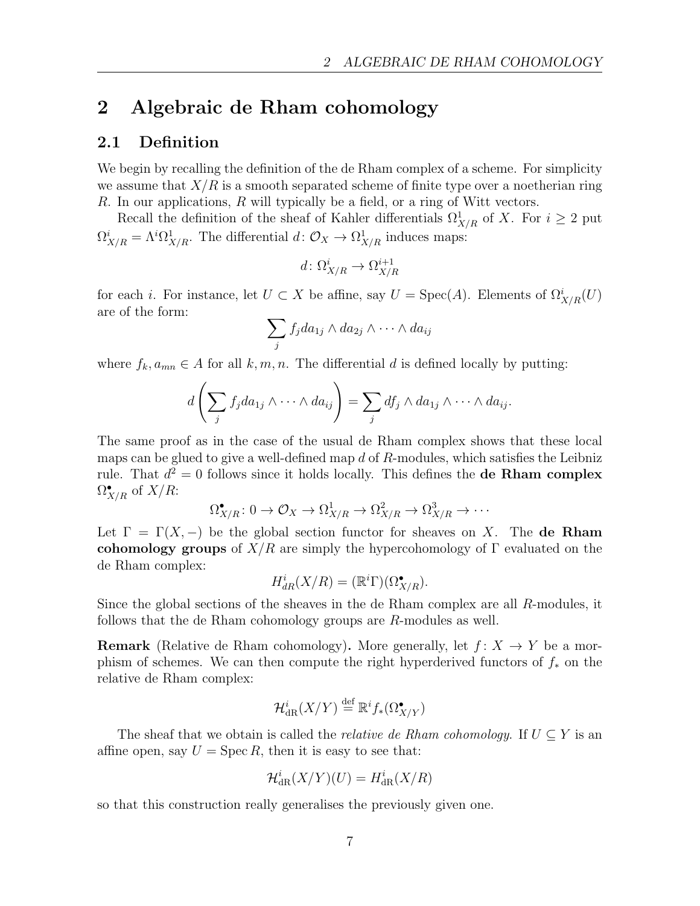# 2 Algebraic de Rham cohomology

## 2.1 Definition

We begin by recalling the definition of the de Rham complex of a scheme. For simplicity we assume that $X/R$ is a smooth separated scheme of finite type over a noetherian ring $R$. In our applications, $R$ will typically be a field, or a ring of Witt vectors.

Recall the definition of the sheaf of Kahler differentials $\Omega^1_{X/R}$ of $X$. For $i \geq 2$ put $\Omega^i_{X/R} = \Lambda^i \Omega^1_{X/R}$. The differential $d\colon \mathcal{O}_X \to \Omega^1_{X/R}$ induces maps:

$$d\colon \Omega^i_{X/R} \to \Omega^{i+1}_{X/R}$$

for each $i$. For instance, let $U \subset X$ be affine, say $U = \operatorname{Spec}(A)$. Elements of $\Omega^i_{X/R}(U)$ are of the form:

$$\sum_j f_j da_{1j} \wedge da_{2j} \wedge \cdots \wedge da_{ij}$$

where $f_k, a_{mn} \in A$ for all $k, m, n$. The differential $d$ is defined locally by putting:

$$d\left(\sum_j f_j da_{1j} \wedge \cdots \wedge da_{ij}\right) = \sum_j df_j \wedge da_{1j} \wedge \cdots \wedge da_{ij}.$$

The same proof as in the case of the usual de Rham complex shows that these local maps can be glued to give a well-defined map $d$ of $R$-modules, which satisfies the Leibniz rule. That $d^2 = 0$ follows since it holds locally. This defines the **de Rham complex** $\Omega^\bullet_{X/R}$ of $X/R$:

$$\Omega^\bullet_{X/R}\colon 0 \to \mathcal{O}_X \to \Omega^1_{X/R} \to \Omega^2_{X/R} \to \Omega^3_{X/R} \to \cdots$$

Let $\Gamma = \Gamma(X, -)$ be the global section functor for sheaves on $X$. The **de Rham cohomology groups** of $X/R$ are simply the hypercohomology of $\Gamma$ evaluated on the de Rham complex:

$$H^i_{dR}(X/R) = (\mathbb{R}^i\Gamma)(\Omega^\bullet_{X/R}).$$

Since the global sections of the sheaves in the de Rham complex are all $R$-modules, it follows that the de Rham cohomology groups are $R$-modules as well.

**Remark** (Relative de Rham cohomology)**.** More generally, let $f\colon X \to Y$ be a morphism of schemes. We can then compute the right hyperderived functors of $f_*$ on the relative de Rham complex:

$$\mathcal{H}^i_{\mathrm{dR}}(X/Y) \stackrel{\mathrm{def}}{=} \mathbb{R}^i f_*(\Omega^\bullet_{X/Y})$$

The sheaf that we obtain is called the *relative de Rham cohomology.* If $U \subseteq Y$ is an affine open, say $U = \operatorname{Spec} R$, then it is easy to see that:

$$\mathcal{H}^i_{\mathrm{dR}}(X/Y)(U) = H^i_{\mathrm{dR}}(X/R)$$

so that this construction really generalises the previously given one.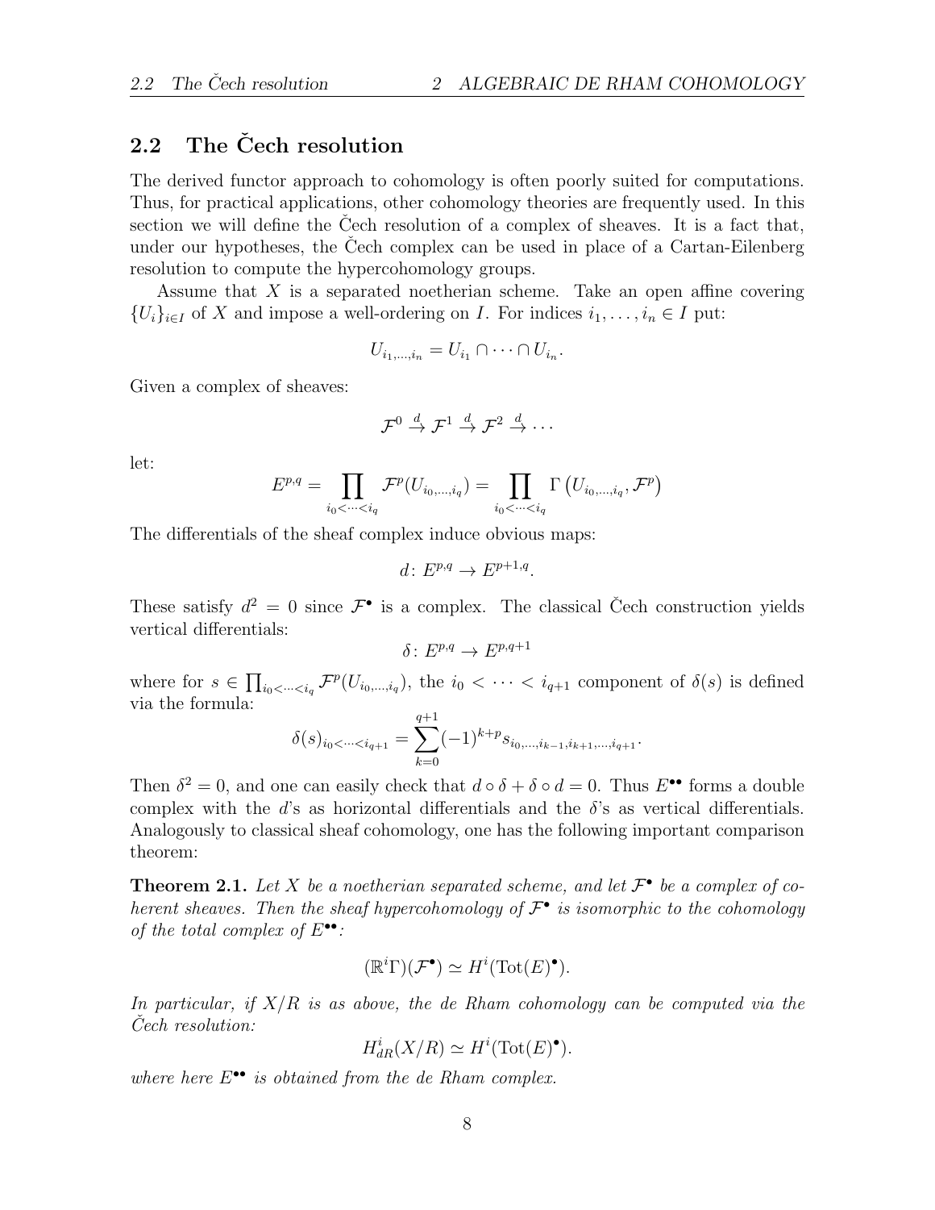## 2.2 The Čech resolution

The derived functor approach to cohomology is often poorly suited for computations. Thus, for practical applications, other cohomology theories are frequently used. In this section we will define the Čech resolution of a complex of sheaves. It is a fact that, under our hypotheses, the Čech complex can be used in place of a Cartan-Eilenberg resolution to compute the hypercohomology groups.

Assume that $X$ is a separated noetherian scheme. Take an open affine covering $\{U_i\}_{i\in I}$ of $X$ and impose a well-ordering on $I$. For indices $i_1, \ldots, i_n \in I$ put:

$$U_{i_1,\ldots,i_n} = U_{i_1} \cap \cdots \cap U_{i_n}.$$

Given a complex of sheaves:

$$\mathcal{F}^0 \xrightarrow{d} \mathcal{F}^1 \xrightarrow{d} \mathcal{F}^2 \xrightarrow{d} \cdots$$

let:

$$E^{p,q} = \prod_{i_0<\cdots<i_q} \mathcal{F}^p(U_{i_0,\ldots,i_q}) = \prod_{i_0<\cdots<i_q} \Gamma\left(U_{i_0,\ldots,i_q}, \mathcal{F}^p\right)$$

The differentials of the sheaf complex induce obvious maps:

$$d\colon E^{p,q} \to E^{p+1,q}.$$

These satisfy $d^2 = 0$ since $\mathcal{F}^\bullet$ is a complex. The classical Čech construction yields vertical differentials:

$$\delta\colon E^{p,q} \to E^{p,q+1}$$

where for $s \in \prod_{i_0<\cdots<i_q} \mathcal{F}^p(U_{i_0,\ldots,i_q})$, the $i_0 < \cdots < i_{q+1}$ component of $\delta(s)$ is defined via the formula:

$$\delta(s)_{i_0<\cdots<i_{q+1}} = \sum_{k=0}^{q+1} (-1)^{k+p} s_{i_0,\ldots,i_{k-1},i_{k+1},\ldots,i_{q+1}}.$$

Then $\delta^2 = 0$, and one can easily check that $d \circ \delta + \delta \circ d = 0$. Thus $E^{\bullet\bullet}$ forms a double complex with the $d$'s as horizontal differentials and the $\delta$'s as vertical differentials. Analogously to classical sheaf cohomology, one has the following important comparison theorem:

**Theorem 2.1.** *Let $X$ be a noetherian separated scheme, and let $\mathcal{F}^\bullet$ be a complex of coherent sheaves. Then the sheaf hypercohomology of $\mathcal{F}^\bullet$ is isomorphic to the cohomology of the total complex of $E^{\bullet\bullet}$:*

$$(\mathbb{R}^i\Gamma)(\mathcal{F}^\bullet) \simeq H^i(\mathrm{Tot}(E)^\bullet).$$

*In particular, if $X/R$ is as above, the de Rham cohomology can be computed via the Čech resolution:*

$$H^i_{dR}(X/R) \simeq H^i(\mathrm{Tot}(E)^\bullet).$$

*where here $E^{\bullet\bullet}$ is obtained from the de Rham complex.*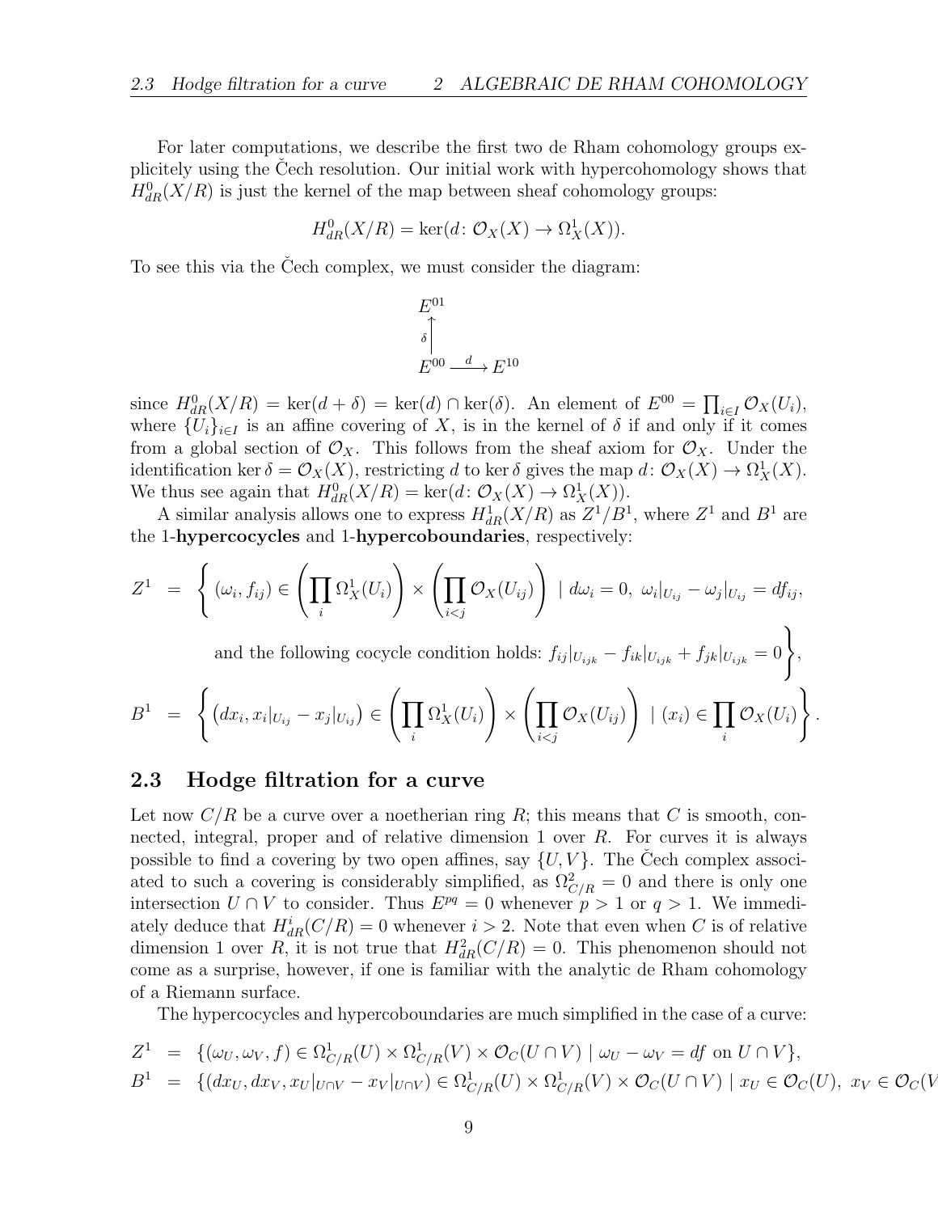For later computations, we describe the first two de Rham cohomology groups explicitly using the Čech resolution. Our initial work with hypercohomology shows that $H^0_{dR}(X/R)$ is just the kernel of the map between sheaf cohomology groups:

$$H^0_{dR}(X/R) = \ker(d \colon \mathcal{O}_X(X) \to \Omega^1_X(X)).$$

To see this via the Čech complex, we must consider the diagram:

$$\begin{array}{ccc} E^{01} & & \\ \uparrow{\scriptstyle \delta} & & \\ E^{00} & \xrightarrow{d} & E^{10} \end{array}$$

since $H^0_{dR}(X/R) = \ker(d + \delta) = \ker(d) \cap \ker(\delta)$. An element of $E^{00} = \prod_{i \in I} \mathcal{O}_X(U_i)$, where $\{U_i\}_{i \in I}$ is an affine covering of $X$, is in the kernel of $\delta$ if and only if it comes from a global section of $\mathcal{O}_X$. This follows from the sheaf axiom for $\mathcal{O}_X$. Under the identification $\ker \delta = \mathcal{O}_X(X)$, restricting $d$ to $\ker \delta$ gives the map $d \colon \mathcal{O}_X(X) \to \Omega^1_X(X)$. We thus see again that $H^0_{dR}(X/R) = \ker(d \colon \mathcal{O}_X(X) \to \Omega^1_X(X))$.

A similar analysis allows one to express $H^1_{dR}(X/R)$ as $Z^1/B^1$, where $Z^1$ and $B^1$ are the 1-**hypercocycles** and 1-**hypercoboundaries**, respectively:

$$\begin{aligned} Z^1 &= \Bigg\{ (\omega_i, f_{ij}) \in \left( \prod_i \Omega^1_X(U_i) \right) \times \left( \prod_{i<j} \mathcal{O}_X(U_{ij}) \right) \mid d\omega_i = 0,\ \omega_i|_{U_{ij}} - \omega_j|_{U_{ij}} = df_{ij}, \\ &\qquad \text{and the following cocycle condition holds: } f_{ij}|_{U_{ijk}} - f_{ik}|_{U_{ijk}} + f_{jk}|_{U_{ijk}} = 0 \Bigg\}, \\ B^1 &= \left\{ \left(dx_i, x_i|_{U_{ij}} - x_j|_{U_{ij}}\right) \in \left( \prod_i \Omega^1_X(U_i) \right) \times \left( \prod_{i<j} \mathcal{O}_X(U_{ij}) \right) \mid (x_i) \in \prod_i \mathcal{O}_X(U_i) \right\}. \end{aligned}$$

## 2.3 Hodge filtration for a curve

Let now $C/R$ be a curve over a noetherian ring $R$; this means that $C$ is smooth, connected, integral, proper and of relative dimension 1 over $R$. For curves it is always possible to find a covering by two open affines, say $\{U, V\}$. The Čech complex associated to such a covering is considerably simplified, as $\Omega^2_{C/R} = 0$ and there is only one intersection $U \cap V$ to consider. Thus $E^{pq} = 0$ whenever $p > 1$ or $q > 1$. We immediately deduce that $H^i_{dR}(C/R) = 0$ whenever $i > 2$. Note that even when $C$ is of relative dimension 1 over $R$, it is not true that $H^2_{dR}(C/R) = 0$. This phenomenon should not come as a surprise, however, if one is familiar with the analytic de Rham cohomology of a Riemann surface.

The hypercocycles and hypercoboundaries are much simplified in the case of a curve:

$$\begin{aligned} Z^1 &= \{(\omega_U, \omega_V, f) \in \Omega^1_{C/R}(U) \times \Omega^1_{C/R}(V) \times \mathcal{O}_C(U \cap V) \mid \omega_U - \omega_V = df \text{ on } U \cap V\}, \\ B^1 &= \{(dx_U, dx_V, x_U|_{U \cap V} - x_V|_{U \cap V}) \in \Omega^1_{C/R}(U) \times \Omega^1_{C/R}(V) \times \mathcal{O}_C(U \cap V) \mid x_U \in \mathcal{O}_C(U),\ x_V \in \mathcal{O}_C(V \end{aligned}$$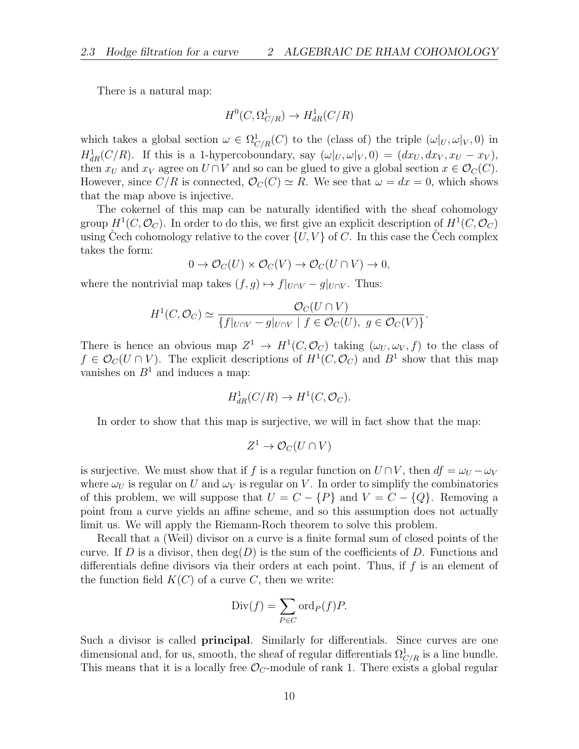There is a natural map:

$$H^0(C, \Omega^1_{C/R}) \to H^1_{dR}(C/R)$$

which takes a global section $\omega \in \Omega^1_{C/R}(C)$ to the (class of) the triple $(\omega|_U, \omega|_V, 0)$ in $H^1_{dR}(C/R)$. If this is a 1-hypercoboundary, say $(\omega|_U, \omega|_V, 0) = (dx_U, dx_V, x_U - x_V)$, then $x_U$ and $x_V$ agree on $U \cap V$ and so can be glued to give a global section $x \in \mathcal{O}_C(C)$. However, since $C/R$ is connected, $\mathcal{O}_C(C) \simeq R$. We see that $\omega = dx = 0$, which shows that the map above is injective.

The cokernel of this map can be naturally identified with the sheaf cohomology group $H^1(C, \mathcal{O}_C)$. In order to do this, we first give an explicit description of $H^1(C, \mathcal{O}_C)$ using Čech cohomology relative to the cover $\{U, V\}$ of $C$. In this case the Čech complex takes the form:

$$0 \to \mathcal{O}_C(U) \times \mathcal{O}_C(V) \to \mathcal{O}_C(U \cap V) \to 0,$$

where the nontrivial map takes $(f, g) \mapsto f|_{U\cap V} - g|_{U \cap V}$. Thus:

$$H^1(C, \mathcal{O}_C) \simeq \frac{\mathcal{O}_C(U \cap V)}{\{f|_{U\cap V} - g|_{U\cap V} \mid f \in \mathcal{O}_C(U),\ g \in \mathcal{O}_C(V)\}}.$$

There is hence an obvious map $Z^1 \to H^1(C, \mathcal{O}_C)$ taking $(\omega_U, \omega_V, f)$ to the class of $f \in \mathcal{O}_C(U \cap V)$. The explicit descriptions of $H^1(C, \mathcal{O}_C)$ and $B^1$ show that this map vanishes on $B^1$ and induces a map:

$$H^1_{dR}(C/R) \to H^1(C, \mathcal{O}_C).$$

In order to show that this map is surjective, we will in fact show that the map:

$$Z^1 \to \mathcal{O}_C(U \cap V)$$

is surjective. We must show that if $f$ is a regular function on $U \cap V$, then $df = \omega_U - \omega_V$ where $\omega_U$ is regular on $U$ and $\omega_V$ is regular on $V$. In order to simplify the combinatorics of this problem, we will suppose that $U = C - \{P\}$ and $V = C - \{Q\}$. Removing a point from a curve yields an affine scheme, and so this assumption does not actually limit us. We will apply the Riemann-Roch theorem to solve this problem.

Recall that a (Weil) divisor on a curve is a finite formal sum of closed points of the curve. If $D$ is a divisor, then $\deg(D)$ is the sum of the coefficients of $D$. Functions and differentials define divisors via their orders at each point. Thus, if $f$ is an element of the function field $K(C)$ of a curve $C$, then we write:

$$\mathrm{Div}(f) = \sum_{P \in C} \mathrm{ord}_P(f) P.$$

Such a divisor is called **principal**. Similarly for differentials. Since curves are one dimensional and, for us, smooth, the sheaf of regular differentials $\Omega^1_{C/R}$ is a line bundle. This means that it is a locally free $\mathcal{O}_C$-module of rank 1. There exists a global regular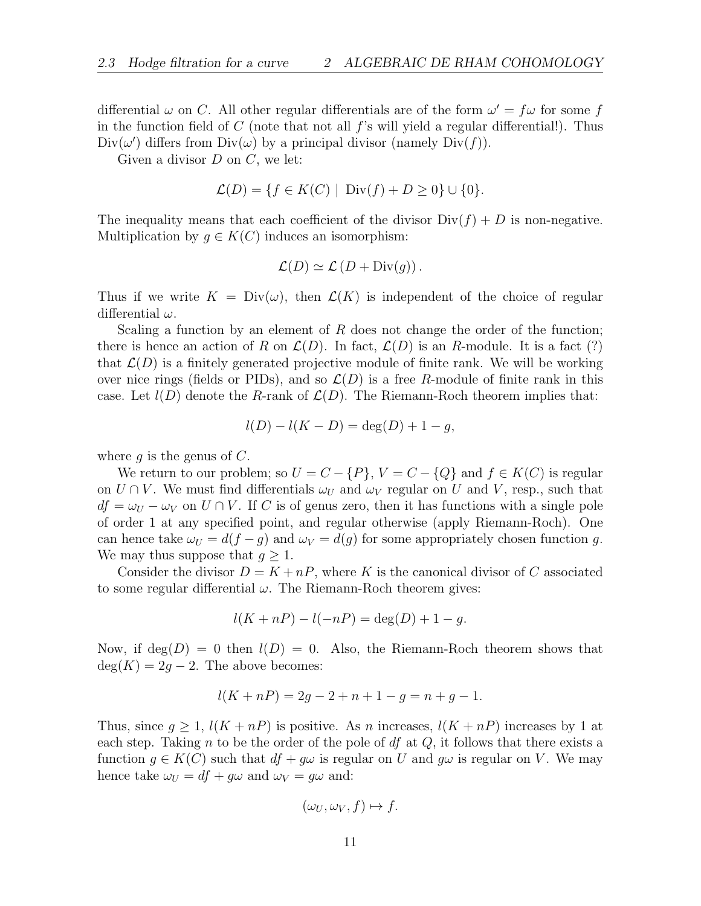differential $\omega$ on $C$. All other regular differentials are of the form $\omega' = f\omega$ for some $f$ in the function field of $C$ (note that not all $f$'s will yield a regular differential!). Thus $\mathrm{Div}(\omega')$ differs from $\mathrm{Div}(\omega)$ by a principal divisor (namely $\mathrm{Div}(f)$).

Given a divisor $D$ on $C$, we let:

$$\mathcal{L}(D) = \{f \in K(C) \mid \mathrm{Div}(f) + D \geq 0\} \cup \{0\}.$$

The inequality means that each coefficient of the divisor $\mathrm{Div}(f) + D$ is non-negative. Multiplication by $g \in K(C)$ induces an isomorphism:

$$\mathcal{L}(D) \simeq \mathcal{L}\left(D + \mathrm{Div}(g)\right).$$

Thus if we write $K = \mathrm{Div}(\omega)$, then $\mathcal{L}(K)$ is independent of the choice of regular differential $\omega$.

Scaling a function by an element of $R$ does not change the order of the function; there is hence an action of $R$ on $\mathcal{L}(D)$. In fact, $\mathcal{L}(D)$ is an $R$-module. It is a fact (?) that $\mathcal{L}(D)$ is a finitely generated projective module of finite rank. We will be working over nice rings (fields or PIDs), and so $\mathcal{L}(D)$ is a free $R$-module of finite rank in this case. Let $l(D)$ denote the $R$-rank of $\mathcal{L}(D)$. The Riemann-Roch theorem implies that:

$$l(D) - l(K - D) = \deg(D) + 1 - g,$$

where $g$ is the genus of $C$.

We return to our problem; so $U = C - \{P\}$, $V = C - \{Q\}$ and $f \in K(C)$ is regular on $U \cap V$. We must find differentials $\omega_U$ and $\omega_V$ regular on $U$ and $V$, resp., such that $df = \omega_U - \omega_V$ on $U \cap V$. If $C$ is of genus zero, then it has functions with a single pole of order 1 at any specified point, and regular otherwise (apply Riemann-Roch). One can hence take $\omega_U = d(f - g)$ and $\omega_V = d(g)$ for some appropriately chosen function $g$. We may thus suppose that $g \geq 1$.

Consider the divisor $D = K + nP$, where $K$ is the canonical divisor of $C$ associated to some regular differential $\omega$. The Riemann-Roch theorem gives:

$$l(K + nP) - l(-nP) = \deg(D) + 1 - g.$$

Now, if $\deg(D) = 0$ then $l(D) = 0$. Also, the Riemann-Roch theorem shows that $\deg(K) = 2g - 2$. The above becomes:

$$l(K + nP) = 2g - 2 + n + 1 - g = n + g - 1.$$

Thus, since $g \geq 1$, $l(K + nP)$ is positive. As $n$ increases, $l(K + nP)$ increases by 1 at each step. Taking $n$ to be the order of the pole of $df$ at $Q$, it follows that there exists a function $g \in K(C)$ such that $df + g\omega$ is regular on $U$ and $g\omega$ is regular on $V$. We may hence take $\omega_U = df + g\omega$ and $\omega_V = g\omega$ and:

$$(\omega_U, \omega_V, f) \mapsto f.$$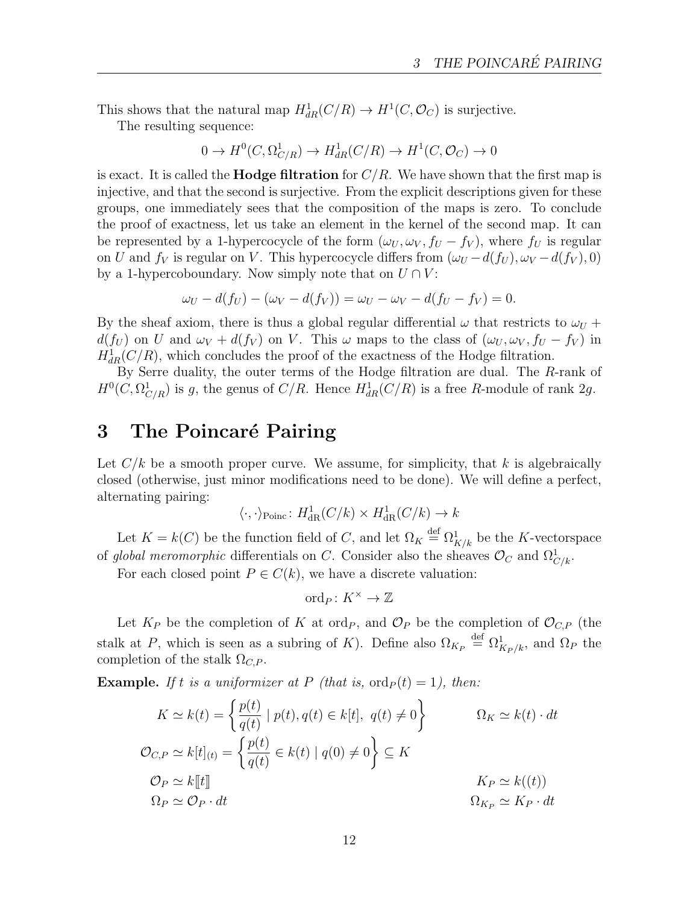This shows that the natural map $H^1_{dR}(C/R) \to H^1(C, \mathcal{O}_C)$ is surjective.

The resulting sequence:

$$0 \to H^0(C, \Omega^1_{C/R}) \to H^1_{dR}(C/R) \to H^1(C, \mathcal{O}_C) \to 0$$

is exact. It is called the **Hodge filtration** for $C/R$. We have shown that the first map is injective, and that the second is surjective. From the explicit descriptions given for these groups, one immediately sees that the composition of the maps is zero. To conclude the proof of exactness, let us take an element in the kernel of the second map. It can be represented by a 1-hypercocycle of the form $(\omega_U, \omega_V, f_U - f_V)$, where $f_U$ is regular on $U$ and $f_V$ is regular on $V$. This hypercocycle differs from $(\omega_U - d(f_U), \omega_V - d(f_V), 0)$ by a 1-hypercoboundary. Now simply note that on $U \cap V$:

$$\omega_U - d(f_U) - (\omega_V - d(f_V)) = \omega_U - \omega_V - d(f_U - f_V) = 0.$$

By the sheaf axiom, there is thus a global regular differential $\omega$ that restricts to $\omega_U + d(f_U)$ on $U$ and $\omega_V + d(f_V)$ on $V$. This $\omega$ maps to the class of $(\omega_U, \omega_V, f_U - f_V)$ in $H^1_{dR}(C/R)$, which concludes the proof of the exactness of the Hodge filtration.

By Serre duality, the outer terms of the Hodge filtration are dual. The $R$-rank of $H^0(C, \Omega^1_{C/R})$ is $g$, the genus of $C/R$. Hence $H^1_{dR}(C/R)$ is a free $R$-module of rank $2g$.

# 3 The Poincaré Pairing

Let $C/k$ be a smooth proper curve. We assume, for simplicity, that $k$ is algebraically closed (otherwise, just minor modifications need to be done). We will define a perfect, alternating pairing:

$$\langle \cdot, \cdot \rangle_{\text{Poinc}} \colon H^1_{\text{dR}}(C/k) \times H^1_{\text{dR}}(C/k) \to k$$

Let $K = k(C)$ be the function field of $C$, and let $\Omega_K \stackrel{\text{def}}{=} \Omega^1_{K/k}$ be the $K$-vectorspace of *global meromorphic* differentials on $C$. Consider also the sheaves $\mathcal{O}_C$ and $\Omega^1_{C/k}$.

For each closed point $P \in C(k)$, we have a discrete valuation:

$$\text{ord}_P \colon K^\times \to \mathbb{Z}$$

Let $K_P$ be the completion of $K$ at $\text{ord}_P$, and $\mathcal{O}_P$ be the completion of $\mathcal{O}_{C,P}$ (the stalk at $P$, which is seen as a subring of $K$). Define also $\Omega_{K_P} \stackrel{\text{def}}{=} \Omega^1_{K_P/k}$, and $\Omega_P$ the completion of the stalk $\Omega_{C,P}$.

**Example.** *If $t$ is a uniformizer at $P$ (that is, $\text{ord}_P(t) = 1$), then:*

$$K \simeq k(t) = \left\{ \frac{p(t)}{q(t)} \mid p(t), q(t) \in k[t],\ q(t) \neq 0 \right\} \qquad \Omega_K \simeq k(t) \cdot dt$$

$$\mathcal{O}_{C,P} \simeq k[t]_{(t)} = \left\{ \frac{p(t)}{q(t)} \in k(t) \mid q(0) \neq 0 \right\} \subseteq K$$

$$\mathcal{O}_P \simeq k[\![t]\!] \qquad K_P \simeq k((t))$$

$$\Omega_P \simeq \mathcal{O}_P \cdot dt \qquad \Omega_{K_P} \simeq K_P \cdot dt$$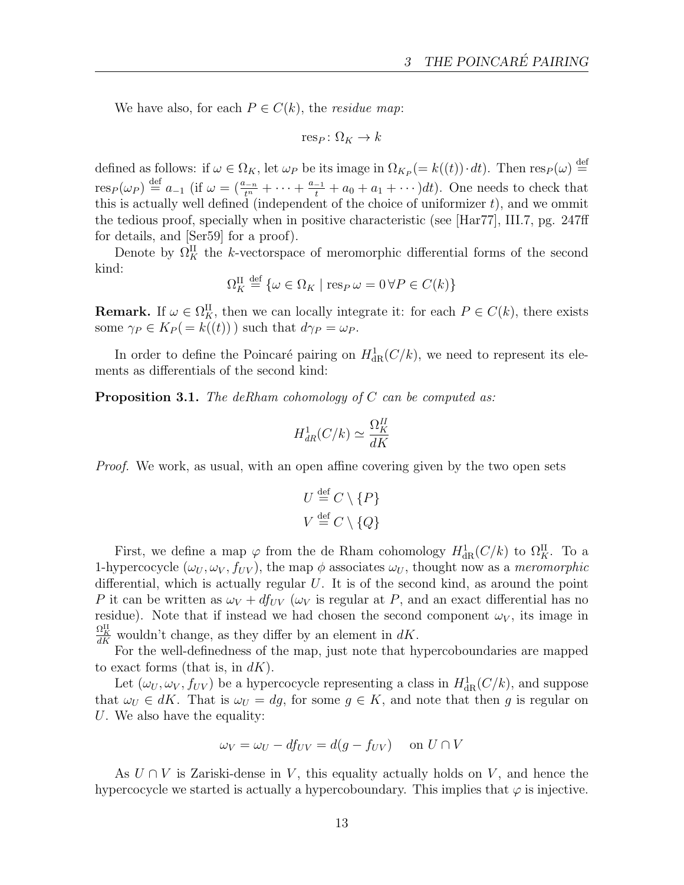We have also, for each $P \in C(k)$, the *residue map*:

$$\operatorname{res}_P \colon \Omega_K \to k$$

defined as follows: if $\omega \in \Omega_K$, let $\omega_P$ be its image in $\Omega_{K_P}(= k((t)) \cdot dt)$. Then $\operatorname{res}_P(\omega) \overset{\text{def}}{=} \operatorname{res}_P(\omega_P) \overset{\text{def}}{=} a_{-1}$ (if $\omega = (\frac{a_{-n}}{t^n} + \cdots + \frac{a_{-1}}{t} + a_0 + a_1 + \cdots)dt$). One needs to check that this is actually well defined (independent of the choice of uniformizer $t$), and we ommit the tedious proof, specially when in positive characteristic (see [Har77], III.7, pg. 247ff for details, and [Ser59] for a proof).

Denote by $\Omega_K^{\mathrm{II}}$ the $k$-vectorspace of meromorphic differential forms of the second kind:

$$\Omega_K^{\mathrm{II}} \overset{\text{def}}{=} \{\omega \in \Omega_K \mid \operatorname{res}_P \omega = 0 \, \forall P \in C(k)\}$$

**Remark.** If $\omega \in \Omega_K^{\mathrm{II}}$, then we can locally integrate it: for each $P \in C(k)$, there exists some $\gamma_P \in K_P(= k((t)))$ such that $d\gamma_P = \omega_P$.

In order to define the Poincaré pairing on $H^1_{\mathrm{dR}}(C/k)$, we need to represent its elements as differentials of the second kind:

**Proposition 3.1.** *The deRham cohomology of $C$ can be computed as:*

$$H^1_{dR}(C/k) \simeq \frac{\Omega_K^{II}}{dK}$$

*Proof.* We work, as usual, with an open affine covering given by the two open sets

$$U \overset{\text{def}}{=} C \setminus \{P\}$$
$$V \overset{\text{def}}{=} C \setminus \{Q\}$$

First, we define a map $\varphi$ from the de Rham cohomology $H^1_{\mathrm{dR}}(C/k)$ to $\Omega_K^{\mathrm{II}}$. To a 1-hypercocycle $(\omega_U, \omega_V, f_{UV})$, the map $\phi$ associates $\omega_U$, thought now as a *meromorphic* differential, which is actually regular $U$. It is of the second kind, as around the point $P$ it can be written as $\omega_V + df_{UV}$ ($\omega_V$ is regular at $P$, and an exact differential has no residue). Note that if instead we had chosen the second component $\omega_V$, its image in $\frac{\Omega_K^{\mathrm{II}}}{dK}$ wouldn't change, as they differ by an element in $dK$.

For the well-definedness of the map, just note that hypercoboundaries are mapped to exact forms (that is, in $dK$).

Let $(\omega_U, \omega_V, f_{UV})$ be a hypercocycle representing a class in $H^1_{\mathrm{dR}}(C/k)$, and suppose that $\omega_U \in dK$. That is $\omega_U = dg$, for some $g \in K$, and note that then $g$ is regular on $U$. We also have the equality:

$$\omega_V = \omega_U - df_{UV} = d(g - f_{UV}) \quad \text{on } U \cap V$$

As $U \cap V$ is Zariski-dense in $V$, this equality actually holds on $V$, and hence the hypercocycle we started is actually a hypercoboundary. This implies that $\varphi$ is injective.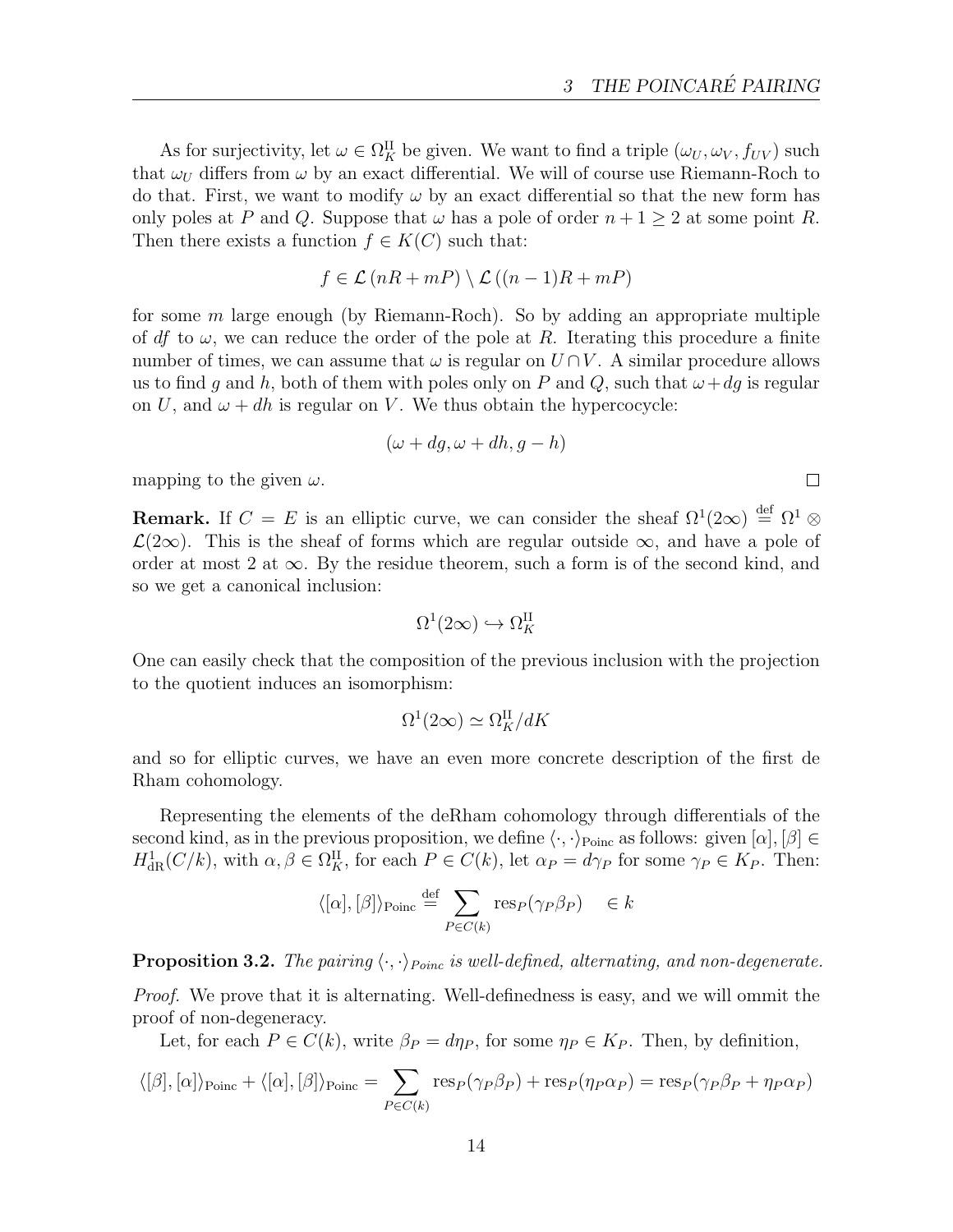As for surjectivity, let $\omega \in \Omega^{\mathrm{II}}_K$ be given. We want to find a triple $(\omega_U, \omega_V, f_{UV})$ such that $\omega_U$ differs from $\omega$ by an exact differential. We will of course use Riemann-Roch to do that. First, we want to modify $\omega$ by an exact differential so that the new form has only poles at $P$ and $Q$. Suppose that $\omega$ has a pole of order $n+1 \geq 2$ at some point $R$. Then there exists a function $f \in K(C)$ such that:

$$f \in \mathcal{L}\left(nR + mP\right) \setminus \mathcal{L}\left((n-1)R + mP\right)$$

for some $m$ large enough (by Riemann-Roch). So by adding an appropriate multiple of $df$ to $\omega$, we can reduce the order of the pole at $R$. Iterating this procedure a finite number of times, we can assume that $\omega$ is regular on $U \cap V$. A similar procedure allows us to find $g$ and $h$, both of them with poles only on $P$ and $Q$, such that $\omega + dg$ is regular on $U$, and $\omega + dh$ is regular on $V$. We thus obtain the hypercocycle:

$$(\omega + dg, \omega + dh, g - h)$$

mapping to the given $\omega$. $\square$

**Remark.** If $C = E$ is an elliptic curve, we can consider the sheaf $\Omega^1(2\infty) \stackrel{\text{def}}{=} \Omega^1 \otimes \mathcal{L}(2\infty)$. This is the sheaf of forms which are regular outside $\infty$, and have a pole of order at most 2 at $\infty$. By the residue theorem, such a form is of the second kind, and so we get a canonical inclusion:

$$\Omega^1(2\infty) \hookrightarrow \Omega^{\mathrm{II}}_K$$

One can easily check that the composition of the previous inclusion with the projection to the quotient induces an isomorphism:

$$\Omega^1(2\infty) \simeq \Omega^{\mathrm{II}}_K / dK$$

and so for elliptic curves, we have an even more concrete description of the first de Rham cohomology.

Representing the elements of the deRham cohomology through differentials of the second kind, as in the previous proposition, we define $\langle \cdot, \cdot \rangle_{\mathrm{Poinc}}$ as follows: given $[\alpha], [\beta] \in H^1_{\mathrm{dR}}(C/k)$, with $\alpha, \beta \in \Omega^{\mathrm{II}}_K$, for each $P \in C(k)$, let $\alpha_P = d\gamma_P$ for some $\gamma_P \in K_P$. Then:

$$\langle [\alpha], [\beta] \rangle_{\mathrm{Poinc}} \stackrel{\text{def}}{=} \sum_{P \in C(k)} \mathrm{res}_P(\gamma_P \beta_P) \quad \in k$$

**Proposition 3.2.** *The pairing $\langle \cdot, \cdot \rangle_{Poinc}$ is well-defined, alternating, and non-degenerate.*

*Proof.* We prove that it is alternating. Well-definedness is easy, and we will ommit the proof of non-degeneracy.

Let, for each $P \in C(k)$, write $\beta_P = d\eta_P$, for some $\eta_P \in K_P$. Then, by definition,

$$\langle [\beta], [\alpha] \rangle_{\mathrm{Poinc}} + \langle [\alpha], [\beta] \rangle_{\mathrm{Poinc}} = \sum_{P \in C(k)} \mathrm{res}_P(\gamma_P \beta_P) + \mathrm{res}_P(\eta_P \alpha_P) = \mathrm{res}_P(\gamma_P \beta_P + \eta_P \alpha_P)$$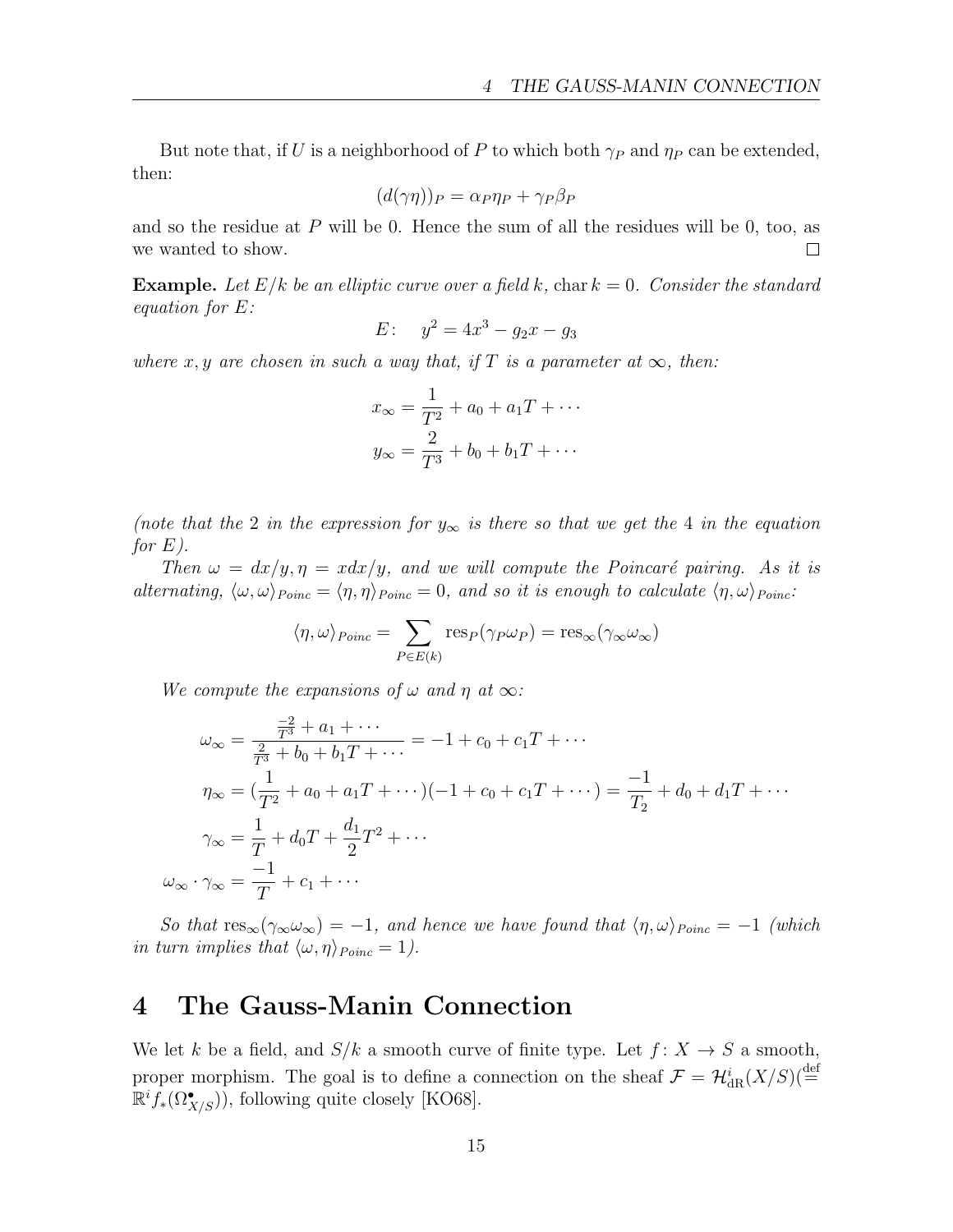But note that, if $U$ is a neighborhood of $P$ to which both $\gamma_P$ and $\eta_P$ can be extended, then:

$$(d(\gamma\eta))_P = \alpha_P \eta_P + \gamma_P \beta_P$$

and so the residue at $P$ will be 0. Hence the sum of all the residues will be 0, too, as we wanted to show. $\square$

**Example.** *Let $E/k$ be an elliptic curve over a field $k$, $\operatorname{char} k = 0$. Consider the standard equation for $E$:*

$$E\colon \quad y^2 = 4x^3 - g_2 x - g_3$$

*where $x, y$ are chosen in such a way that, if $T$ is a parameter at $\infty$, then:*

$$x_\infty = \frac{1}{T^2} + a_0 + a_1 T + \cdots$$
$$y_\infty = \frac{2}{T^3} + b_0 + b_1 T + \cdots$$

*(note that the 2 in the expression for $y_\infty$ is there so that we get the 4 in the equation for $E$).*

*Then $\omega = dx/y, \eta = xdx/y$, and we will compute the Poincaré pairing. As it is alternating, $\langle \omega, \omega \rangle_{Poinc} = \langle \eta, \eta \rangle_{Poinc} = 0$, and so it is enough to calculate $\langle \eta, \omega \rangle_{Poinc}$:*

$$\langle \eta, \omega \rangle_{Poinc} = \sum_{P \in E(k)} \operatorname{res}_P(\gamma_P \omega_P) = \operatorname{res}_\infty(\gamma_\infty \omega_\infty)$$

*We compute the expansions of $\omega$ and $\eta$ at $\infty$:*

$$\begin{aligned}
\omega_\infty &= \frac{\frac{-2}{T^3} + a_1 + \cdots}{\frac{2}{T^3} + b_0 + b_1 T + \cdots} = -1 + c_0 + c_1 T + \cdots \\
\eta_\infty &= (\frac{1}{T^2} + a_0 + a_1 T + \cdots)(-1 + c_0 + c_1 T + \cdots) = \frac{-1}{T_2} + d_0 + d_1 T + \cdots \\
\gamma_\infty &= \frac{1}{T} + d_0 T + \frac{d_1}{2} T^2 + \cdots \\
\omega_\infty \cdot \gamma_\infty &= \frac{-1}{T} + c_1 + \cdots
\end{aligned}$$

*So that $\operatorname{res}_\infty(\gamma_\infty \omega_\infty) = -1$, and hence we have found that $\langle \eta, \omega \rangle_{Poinc} = -1$ (which in turn implies that $\langle \omega, \eta \rangle_{Poinc} = 1$).*

# 4 The Gauss-Manin Connection

We let $k$ be a field, and $S/k$ a smooth curve of finite type. Let $f\colon X \to S$ a smooth, proper morphism. The goal is to define a connection on the sheaf $\mathcal{F} = \mathcal{H}^i_{\mathrm{dR}}(X/S)(\stackrel{\text{def}}{=} \mathbb{R}^i f_*(\Omega^\bullet_{X/S}))$, following quite closely [KO68].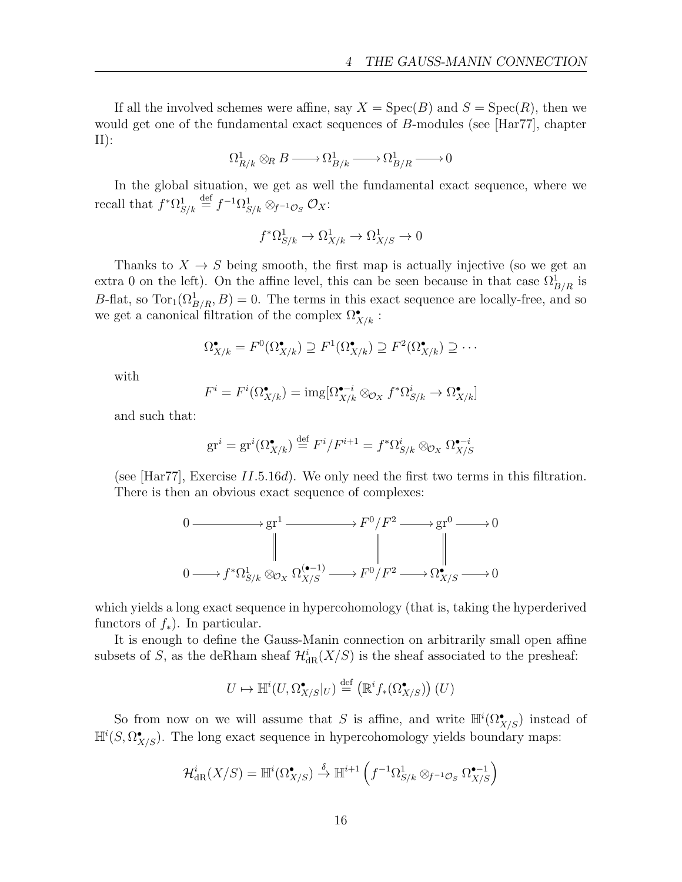If all the involved schemes were affine, say $X = \mathrm{Spec}(B)$ and $S = \mathrm{Spec}(R)$, then we would get one of the fundamental exact sequences of $B$-modules (see [Har77], chapter II):

$$\Omega^1_{R/k} \otimes_R B \longrightarrow \Omega^1_{B/k} \longrightarrow \Omega^1_{B/R} \longrightarrow 0$$

In the global situation, we get as well the fundamental exact sequence, where we recall that $f^*\Omega^1_{S/k} \stackrel{\text{def}}{=} f^{-1}\Omega^1_{S/k} \otimes_{f^{-1}\mathcal{O}_S} \mathcal{O}_X$:

$$f^*\Omega^1_{S/k} \to \Omega^1_{X/k} \to \Omega^1_{X/S} \to 0$$

Thanks to $X \to S$ being smooth, the first map is actually injective (so we get an extra 0 on the left). On the affine level, this can be seen because in that case $\Omega^1_{B/R}$ is $B$-flat, so $\mathrm{Tor}_1(\Omega^1_{B/R}, B) = 0$. The terms in this exact sequence are locally-free, and so we get a canonical filtration of the complex $\Omega^\bullet_{X/k}$ :

$$\Omega^\bullet_{X/k} = F^0(\Omega^\bullet_{X/k}) \supseteq F^1(\Omega^\bullet_{X/k}) \supseteq F^2(\Omega^\bullet_{X/k}) \supseteq \cdots$$

with

$$F^i = F^i(\Omega^\bullet_{X/k}) = \mathrm{img}[\Omega^{\bullet - i}_{X/k} \otimes_{\mathcal{O}_X} f^*\Omega^i_{S/k} \to \Omega^\bullet_{X/k}]$$

and such that:

$$\mathrm{gr}^i = \mathrm{gr}^i(\Omega^\bullet_{X/k}) \stackrel{\text{def}}{=} F^i/F^{i+1} = f^*\Omega^i_{S/k} \otimes_{\mathcal{O}_X} \Omega^{\bullet - i}_{X/S}$$

(see [Har77], Exercise $II.5.16d$). We only need the first two terms in this filtration. There is then an obvious exact sequence of complexes:

$$\begin{array}{ccccccccc}
0 & \longrightarrow & \mathrm{gr}^1 & \longrightarrow & F^0/F^2 & \longrightarrow & \mathrm{gr}^0 & \longrightarrow & 0 \\
 & & \| & & \| & & \| & & \\
0 & \longrightarrow & f^*\Omega^1_{S/k} \otimes_{\mathcal{O}_X} \Omega^{(\bullet - 1)}_{X/S} & \longrightarrow & F^0/F^2 & \longrightarrow & \Omega^\bullet_{X/S} & \longrightarrow & 0
\end{array}$$

which yields a long exact sequence in hypercohomology (that is, taking the hyperderived functors of $f_*$). In particular.

It is enough to define the Gauss-Manin connection on arbitrarily small open affine subsets of $S$, as the deRham sheaf $\mathcal{H}^i_{\mathrm{dR}}(X/S)$ is the sheaf associated to the presheaf:

$$U \mapsto \mathbb{H}^i(U, \Omega^\bullet_{X/S}|_U) \stackrel{\text{def}}{=} \left(\mathbb{R}^i f_*(\Omega^\bullet_{X/S})\right)(U)$$

So from now on we will assume that $S$ is affine, and write $\mathbb{H}^i(\Omega^\bullet_{X/S})$ instead of $\mathbb{H}^i(S, \Omega^\bullet_{X/S})$. The long exact sequence in hypercohomology yields boundary maps:

$$\mathcal{H}^i_{\mathrm{dR}}(X/S) = \mathbb{H}^i(\Omega^\bullet_{X/S}) \xrightarrow{\delta} \mathbb{H}^{i+1}\left(f^{-1}\Omega^1_{S/k} \otimes_{f^{-1}\mathcal{O}_S} \Omega^{\bullet - 1}_{X/S}\right)$$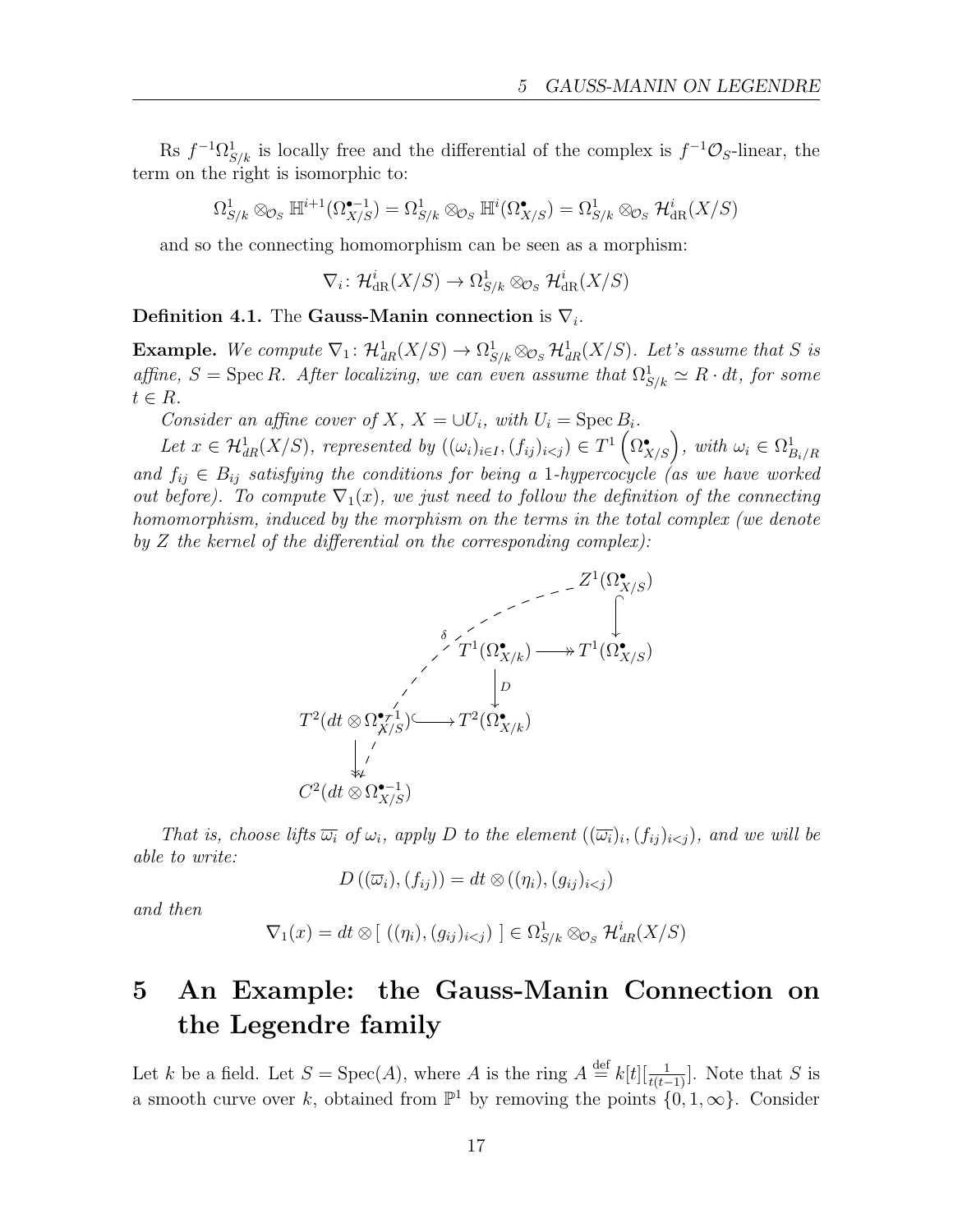Rs $f^{-1}\Omega^1_{S/k}$ is locally free and the differential of the complex is $f^{-1}\mathcal{O}_S$-linear, the term on the right is isomorphic to:

$$\Omega^1_{S/k} \otimes_{\mathcal{O}_S} \mathbb{H}^{i+1}(\Omega^{\bullet-1}_{X/S}) = \Omega^1_{S/k} \otimes_{\mathcal{O}_S} \mathbb{H}^{i}(\Omega^{\bullet}_{X/S}) = \Omega^1_{S/k} \otimes_{\mathcal{O}_S} \mathcal{H}^i_{\mathrm{dR}}(X/S)$$

and so the connecting homomorphism can be seen as a morphism:

$$\nabla_i \colon \mathcal{H}^i_{\mathrm{dR}}(X/S) \to \Omega^1_{S/k} \otimes_{\mathcal{O}_S} \mathcal{H}^i_{\mathrm{dR}}(X/S)$$

**Definition 4.1.** The **Gauss-Manin connection** is $\nabla_i$.

**Example.** *We compute $\nabla_1 \colon \mathcal{H}^1_{dR}(X/S) \to \Omega^1_{S/k} \otimes_{\mathcal{O}_S} \mathcal{H}^1_{dR}(X/S)$. Let's assume that $S$ is affine, $S = \operatorname{Spec} R$. After localizing, we can even assume that $\Omega^1_{S/k} \simeq R \cdot dt$, for some $t \in R$.*

*Consider an affine cover of $X$, $X = \cup U_i$, with $U_i = \operatorname{Spec} B_i$.*

*Let $x \in \mathcal{H}^1_{dR}(X/S)$, represented by $((\omega_i)_{i \in I}, (f_{ij})_{i<j}) \in T^1\left(\Omega^\bullet_{X/S}\right)$, with $\omega_i \in \Omega^1_{B_i/R}$ and $f_{ij} \in B_{ij}$ satisfying the conditions for being a 1-hypercocycle (as we have worked out before). To compute $\nabla_1(x)$, we just need to follow the definition of the connecting homomorphism, induced by the morphism on the terms in the total complex (we denote by $Z$ the kernel of the differential on the corresponding complex):*

$$\begin{array}{ccccc}
 & & & & Z^1(\Omega^\bullet_{X/S}) \\
 & & & & \downarrow \\
 & & T^1(\Omega^\bullet_{X/k}) & \twoheadrightarrow & T^1(\Omega^\bullet_{X/S}) \\
 & & \downarrow D & & \\
T^2(dt \otimes \Omega^{\bullet-1}_{X/S}) & \hookrightarrow & T^2(\Omega^\bullet_{X/k}) & & \\
\downarrow & & & & \\
C^2(dt \otimes \Omega^{\bullet-1}_{X/S}) & & & &
\end{array}$$

(with a dashed arrow $\delta$ from $Z^1(\Omega^\bullet_{X/S})$ to $C^2(dt \otimes \Omega^{\bullet-1}_{X/S})$)

*That is, choose lifts $\overline{\omega_i}$ of $\omega_i$, apply $D$ to the element $((\overline{\omega_i})_i, (f_{ij})_{i<j})$, and we will be able to write:*

$$D\left((\overline{\omega}_i), (f_{ij})\right) = dt \otimes ((\eta_i), (g_{ij})_{i<j})$$

*and then*

$$\nabla_1(x) = dt \otimes [\ ((\eta_i), (g_{ij})_{i<j})\ ] \in \Omega^1_{S/k} \otimes_{\mathcal{O}_S} \mathcal{H}^i_{dR}(X/S)$$

# 5 An Example: the Gauss-Manin Connection on the Legendre family

Let $k$ be a field. Let $S = \operatorname{Spec}(A)$, where $A$ is the ring $A \stackrel{\text{def}}{=} k[t][\frac{1}{t(t-1)}]$. Note that $S$ is a smooth curve over $k$, obtained from $\mathbb{P}^1$ by removing the points $\{0, 1, \infty\}$. Consider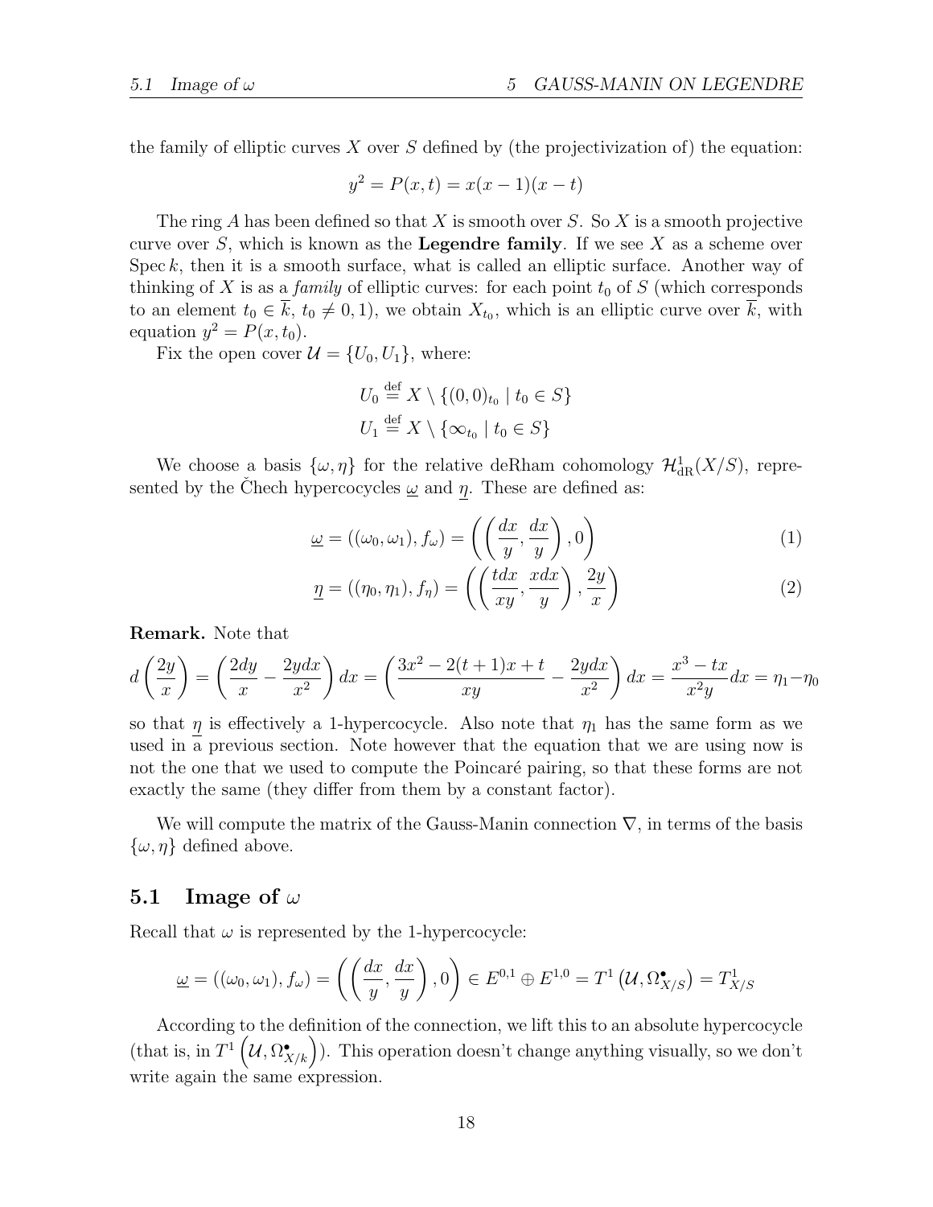the family of elliptic curves $X$ over $S$ defined by (the projectivization of) the equation:

$$y^2 = P(x,t) = x(x-1)(x-t)$$

The ring $A$ has been defined so that $X$ is smooth over $S$. So $X$ is a smooth projective curve over $S$, which is known as the **Legendre family**. If we see $X$ as a scheme over $\operatorname{Spec} k$, then it is a smooth surface, what is called an elliptic surface. Another way of thinking of $X$ is as a *family* of elliptic curves: for each point $t_0$ of $S$ (which corresponds to an element $t_0 \in \overline{k}$, $t_0 \neq 0, 1$), we obtain $X_{t_0}$, which is an elliptic curve over $\overline{k}$, with equation $y^2 = P(x, t_0)$.

Fix the open cover $\mathcal{U} = \{U_0, U_1\}$, where:

$$U_0 \stackrel{\text{def}}{=} X \setminus \{(0,0)_{t_0} \mid t_0 \in S\}$$
$$U_1 \stackrel{\text{def}}{=} X \setminus \{\infty_{t_0} \mid t_0 \in S\}$$

We choose a basis $\{\omega, \eta\}$ for the relative deRham cohomology $\mathcal{H}^1_{\text{dR}}(X/S)$, represented by the Čhech hypercocycles $\underline{\omega}$ and $\underline{\eta}$. These are defined as:

$$\underline{\omega} = ((\omega_0, \omega_1), f_\omega) = \left( \left( \frac{dx}{y}, \frac{dx}{y} \right), 0 \right) \tag{1}$$

$$\underline{\eta} = ((\eta_0, \eta_1), f_\eta) = \left( \left( \frac{tdx}{xy}, \frac{xdx}{y} \right), \frac{2y}{x} \right) \tag{2}$$

**Remark.** Note that

$$d\left(\frac{2y}{x}\right) = \left(\frac{2dy}{x} - \frac{2ydx}{x^2}\right)dx = \left(\frac{3x^2 - 2(t+1)x + t}{xy} - \frac{2ydx}{x^2}\right)dx = \frac{x^3 - tx}{x^2 y}dx = \eta_1 - \eta_0$$

so that $\underline{\eta}$ is effectively a 1-hypercocycle. Also note that $\eta_1$ has the same form as we used in a previous section. Note however that the equation that we are using now is not the one that we used to compute the Poincaré pairing, so that these forms are not exactly the same (they differ from them by a constant factor).

We will compute the matrix of the Gauss-Manin connection $\nabla$, in terms of the basis $\{\omega, \eta\}$ defined above.

## 5.1 Image of $\omega$

Recall that $\omega$ is represented by the 1-hypercocycle:

$$\underline{\omega} = ((\omega_0, \omega_1), f_\omega) = \left( \left( \frac{dx}{y}, \frac{dx}{y} \right), 0 \right) \in E^{0,1} \oplus E^{1,0} = T^1\left(\mathcal{U}, \Omega^\bullet_{X/S}\right) = T^1_{X/S}$$

According to the definition of the connection, we lift this to an absolute hypercocycle (that is, in $T^1\left(\mathcal{U}, \Omega^\bullet_{X/k}\right)$). This operation doesn't change anything visually, so we don't write again the same expression.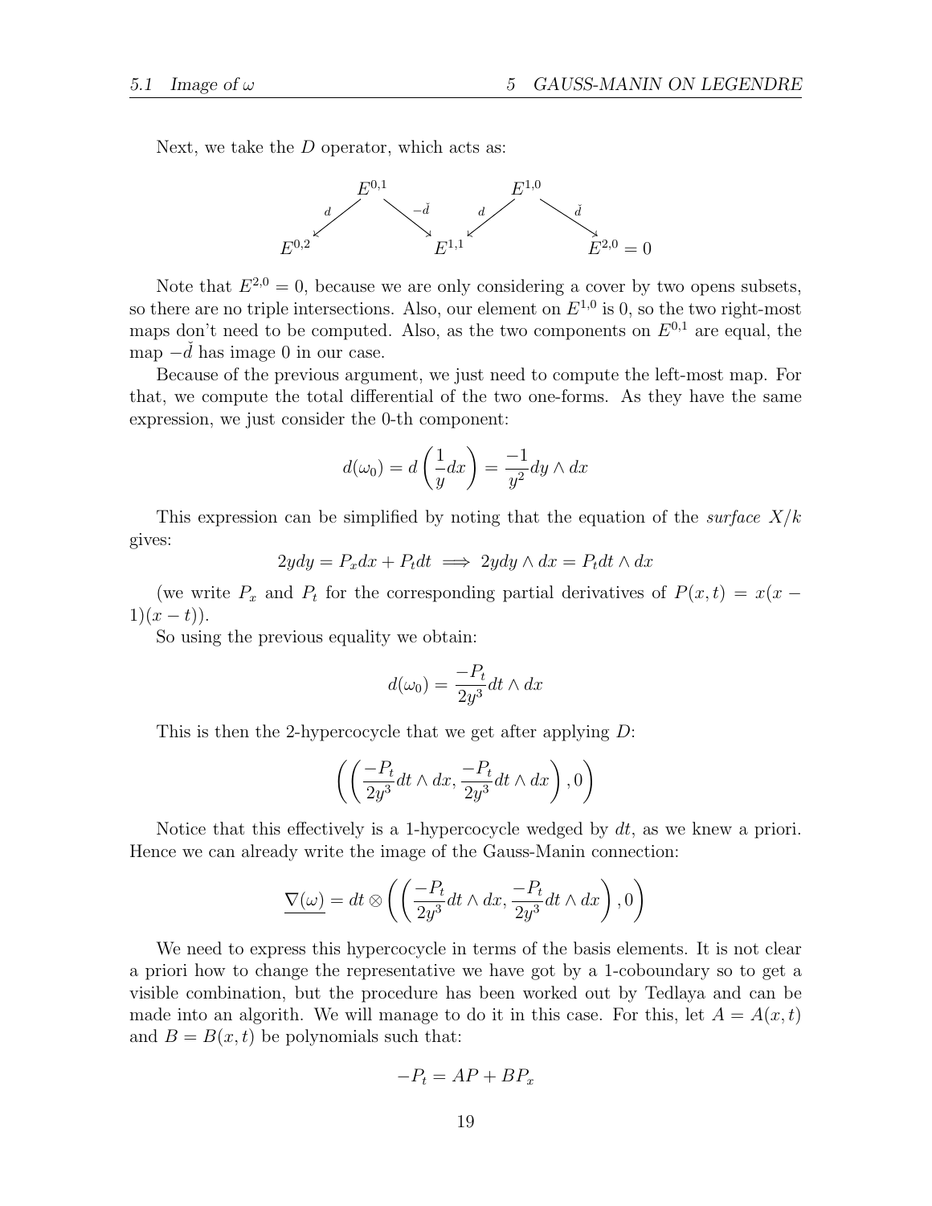Next, we take the $D$ operator, which acts as:

$$\begin{array}{ccccccc} & E^{0,1} & & & E^{1,0} & & \\ {\scriptstyle d} \swarrow & & \searrow {\scriptstyle -\check{d}} & {\scriptstyle d} \swarrow & & \searrow {\scriptstyle \check{d}} & \\ E^{0,2} & & & E^{1,1} & & & E^{2,0} = 0 \end{array}$$

Note that $E^{2,0} = 0$, because we are only considering a cover by two opens subsets, so there are no triple intersections. Also, our element on $E^{1,0}$ is 0, so the two right-most maps don't need to be computed. Also, as the two components on $E^{0,1}$ are equal, the map $-\check{d}$ has image 0 in our case.

Because of the previous argument, we just need to compute the left-most map. For that, we compute the total differential of the two one-forms. As they have the same expression, we just consider the 0-th component:

$$d(\omega_0) = d\left(\frac{1}{y}dx\right) = \frac{-1}{y^2}dy \wedge dx$$

This expression can be simplified by noting that the equation of the *surface* $X/k$ gives:

$$2ydy = P_x dx + P_t dt \implies 2ydy \wedge dx = P_t dt \wedge dx$$

(we write $P_x$ and $P_t$ for the corresponding partial derivatives of $P(x,t) = x(x-1)(x-t)$).

So using the previous equality we obtain:

$$d(\omega_0) = \frac{-P_t}{2y^3}dt \wedge dx$$

This is then the 2-hypercocycle that we get after applying $D$:

$$\left(\left(\frac{-P_t}{2y^3}dt \wedge dx, \frac{-P_t}{2y^3}dt \wedge dx\right), 0\right)$$

Notice that this effectively is a 1-hypercocycle wedged by $dt$, as we knew a priori. Hence we can already write the image of the Gauss-Manin connection:

$$\underline{\nabla(\omega)} = dt \otimes \left(\left(\frac{-P_t}{2y^3}dt \wedge dx, \frac{-P_t}{2y^3}dt \wedge dx\right), 0\right)$$

We need to express this hypercocycle in terms of the basis elements. It is not clear a priori how to change the representative we have got by a 1-coboundary so to get a visible combination, but the procedure has been worked out by Tedlaya and can be made into an algorith. We will manage to do it in this case. For this, let $A = A(x,t)$ and $B = B(x,t)$ be polynomials such that:

$$-P_t = AP + BP_x$$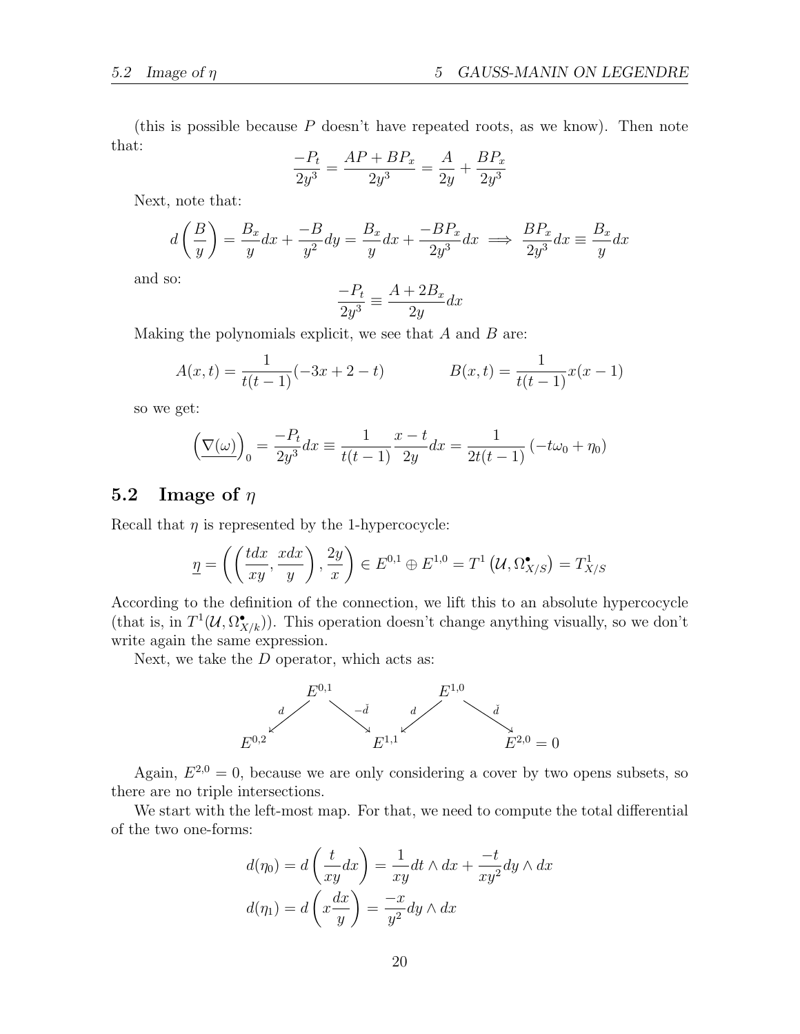(this is possible because $P$ doesn't have repeated roots, as we know). Then note that:

$$\frac{-P_t}{2y^3} = \frac{AP + BP_x}{2y^3} = \frac{A}{2y} + \frac{BP_x}{2y^3}$$

Next, note that:

$$d\left(\frac{B}{y}\right) = \frac{B_x}{y}dx + \frac{-B}{y^2}dy = \frac{B_x}{y}dx + \frac{-BP_x}{2y^3}dx \implies \frac{BP_x}{2y^3}dx \equiv \frac{B_x}{y}dx$$

and so:

$$\frac{-P_t}{2y^3} \equiv \frac{A + 2B_x}{2y}dx$$

Making the polynomials explicit, we see that $A$ and $B$ are:

$$A(x,t) = \frac{1}{t(t-1)}(-3x + 2 - t) \qquad\qquad B(x,t) = \frac{1}{t(t-1)}x(x-1)$$

so we get:

$$\left(\underline{\nabla(\omega)}\right)_0 = \frac{-P_t}{2y^3}dx \equiv \frac{1}{t(t-1)}\frac{x-t}{2y}dx = \frac{1}{2t(t-1)}\left(-t\omega_0 + \eta_0\right)$$

## 5.2 Image of $\eta$

Recall that $\eta$ is represented by the 1-hypercocycle:

$$\underline{\eta} = \left(\left(\frac{tdx}{xy}, \frac{xdx}{y}\right), \frac{2y}{x}\right) \in E^{0,1} \oplus E^{1,0} = T^1\left(\mathcal{U}, \Omega^\bullet_{X/S}\right) = T^1_{X/S}$$

According to the definition of the connection, we lift this to an absolute hypercocycle (that is, in $T^1(\mathcal{U}, \Omega^\bullet_{X/k})$). This operation doesn't change anything visually, so we don't write again the same expression.

Next, we take the $D$ operator, which acts as:

$$E^{0,1} \xrightarrow{d} E^{0,2}, \quad E^{0,1} \xrightarrow{-\check{d}} E^{1,1}, \quad E^{1,0} \xrightarrow{d} E^{1,1}, \quad E^{1,0} \xrightarrow{\check{d}} E^{2,0} = 0$$

Again, $E^{2,0} = 0$, because we are only considering a cover by two opens subsets, so there are no triple intersections.

We start with the left-most map. For that, we need to compute the total differential of the two one-forms:

$$d(\eta_0) = d\left(\frac{t}{xy}dx\right) = \frac{1}{xy}dt \wedge dx + \frac{-t}{xy^2}dy \wedge dx$$

$$d(\eta_1) = d\left(x\frac{dx}{y}\right) = \frac{-x}{y^2}dy \wedge dx$$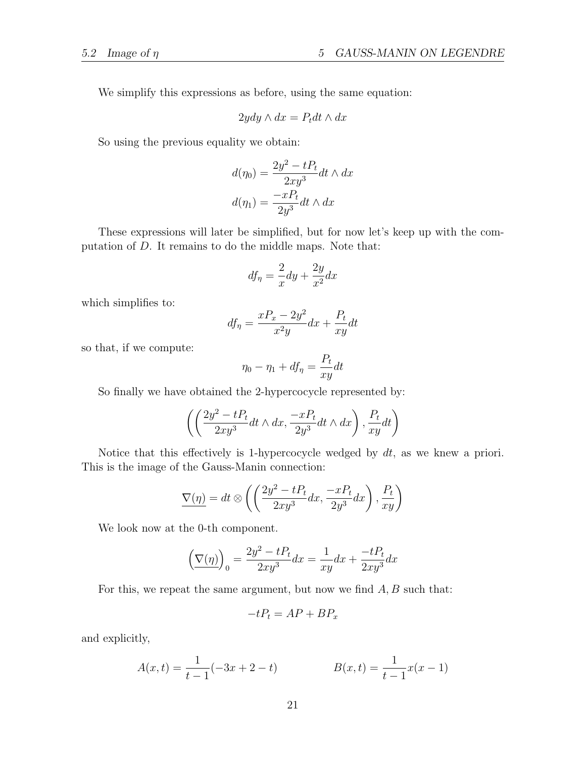We simplify this expressions as before, using the same equation:

$$2ydy \wedge dx = P_t dt \wedge dx$$

So using the previous equality we obtain:

$$d(\eta_0) = \frac{2y^2 - tP_t}{2xy^3} dt \wedge dx$$
$$d(\eta_1) = \frac{-xP_t}{2y^3} dt \wedge dx$$

These expressions will later be simplified, but for now let's keep up with the computation of $D$. It remains to do the middle maps. Note that:

$$df_\eta = \frac{2}{x} dy + \frac{2y}{x^2} dx$$

which simplifies to:

$$df_\eta = \frac{xP_x - 2y^2}{x^2 y} dx + \frac{P_t}{xy} dt$$

so that, if we compute:

$$\eta_0 - \eta_1 + df_\eta = \frac{P_t}{xy} dt$$

So finally we have obtained the 2-hypercocycle represented by:

$$\left( \left( \frac{2y^2 - tP_t}{2xy^3} dt \wedge dx, \frac{-xP_t}{2y^3} dt \wedge dx \right), \frac{P_t}{xy} dt \right)$$

Notice that this effectively is 1-hypercocycle wedged by $dt$, as we knew a priori. This is the image of the Gauss-Manin connection:

$$\underline{\nabla(\eta)} = dt \otimes \left( \left( \frac{2y^2 - tP_t}{2xy^3} dx, \frac{-xP_t}{2y^3} dx \right), \frac{P_t}{xy} \right)$$

We look now at the 0-th component.

$$\left( \underline{\nabla(\eta)} \right)_0 = \frac{2y^2 - tP_t}{2xy^3} dx = \frac{1}{xy} dx + \frac{-tP_t}{2xy^3} dx$$

For this, we repeat the same argument, but now we find $A, B$ such that:

$$-tP_t = AP + BP_x$$

and explicitly,

$$A(x,t) = \frac{1}{t-1}(-3x + 2 - t) \qquad\qquad B(x,t) = \frac{1}{t-1} x(x-1)$$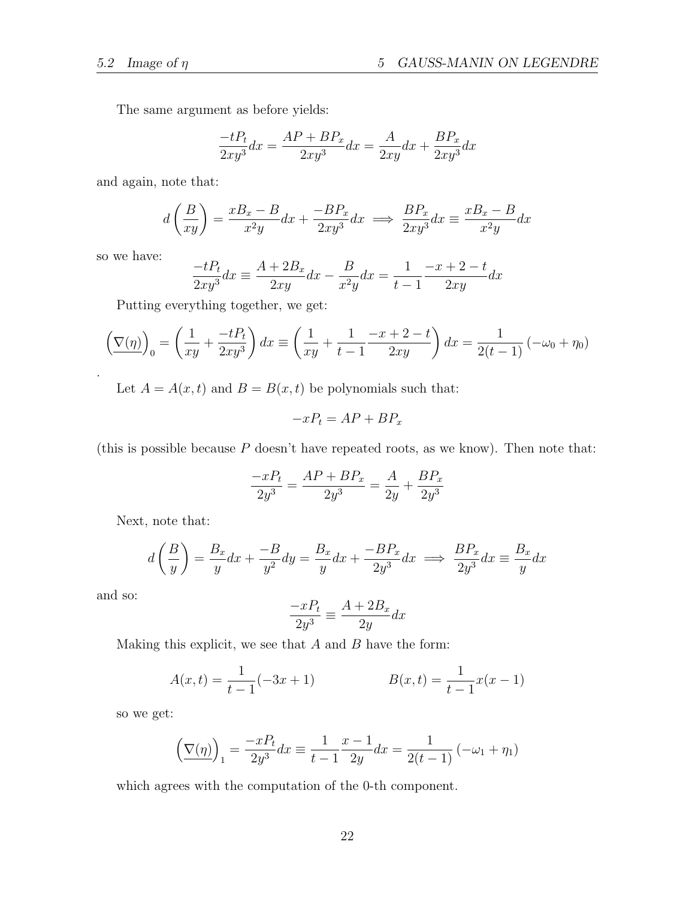The same argument as before yields:

$$\frac{-tP_t}{2xy^3}dx = \frac{AP + BP_x}{2xy^3}dx = \frac{A}{2xy}dx + \frac{BP_x}{2xy^3}dx$$

and again, note that:

$$d\left(\frac{B}{xy}\right) = \frac{xB_x - B}{x^2y}dx + \frac{-BP_x}{2xy^3}dx \implies \frac{BP_x}{2xy^3}dx \equiv \frac{xB_x - B}{x^2y}dx$$

so we have:

$$\frac{-tP_t}{2xy^3}dx \equiv \frac{A + 2B_x}{2xy}dx - \frac{B}{x^2y}dx = \frac{1}{t-1}\frac{-x+2-t}{2xy}dx$$

Putting everything together, we get:

$$\left(\underline{\nabla(\eta)}\right)_0 = \left(\frac{1}{xy} + \frac{-tP_t}{2xy^3}\right)dx \equiv \left(\frac{1}{xy} + \frac{1}{t-1}\frac{-x+2-t}{2xy}\right)dx = \frac{1}{2(t-1)}\left(-\omega_0 + \eta_0\right)$$

.

Let $A = A(x,t)$ and $B = B(x,t)$ be polynomials such that:

$$-xP_t = AP + BP_x$$

(this is possible because $P$ doesn't have repeated roots, as we know). Then note that:

$$\frac{-xP_t}{2y^3} = \frac{AP + BP_x}{2y^3} = \frac{A}{2y} + \frac{BP_x}{2y^3}$$

Next, note that:

$$d\left(\frac{B}{y}\right) = \frac{B_x}{y}dx + \frac{-B}{y^2}dy = \frac{B_x}{y}dx + \frac{-BP_x}{2y^3}dx \implies \frac{BP_x}{2y^3}dx \equiv \frac{B_x}{y}dx$$

and so:

$$\frac{-xP_t}{2y^3} \equiv \frac{A + 2B_x}{2y}dx$$

Making this explicit, we see that $A$ and $B$ have the form:

$$A(x,t) = \frac{1}{t-1}(-3x+1) \qquad\qquad B(x,t) = \frac{1}{t-1}x(x-1)$$

so we get:

$$\left(\underline{\nabla(\eta)}\right)_1 = \frac{-xP_t}{2y^3}dx \equiv \frac{1}{t-1}\frac{x-1}{2y}dx = \frac{1}{2(t-1)}\left(-\omega_1 + \eta_1\right)$$

which agrees with the computation of the 0-th component.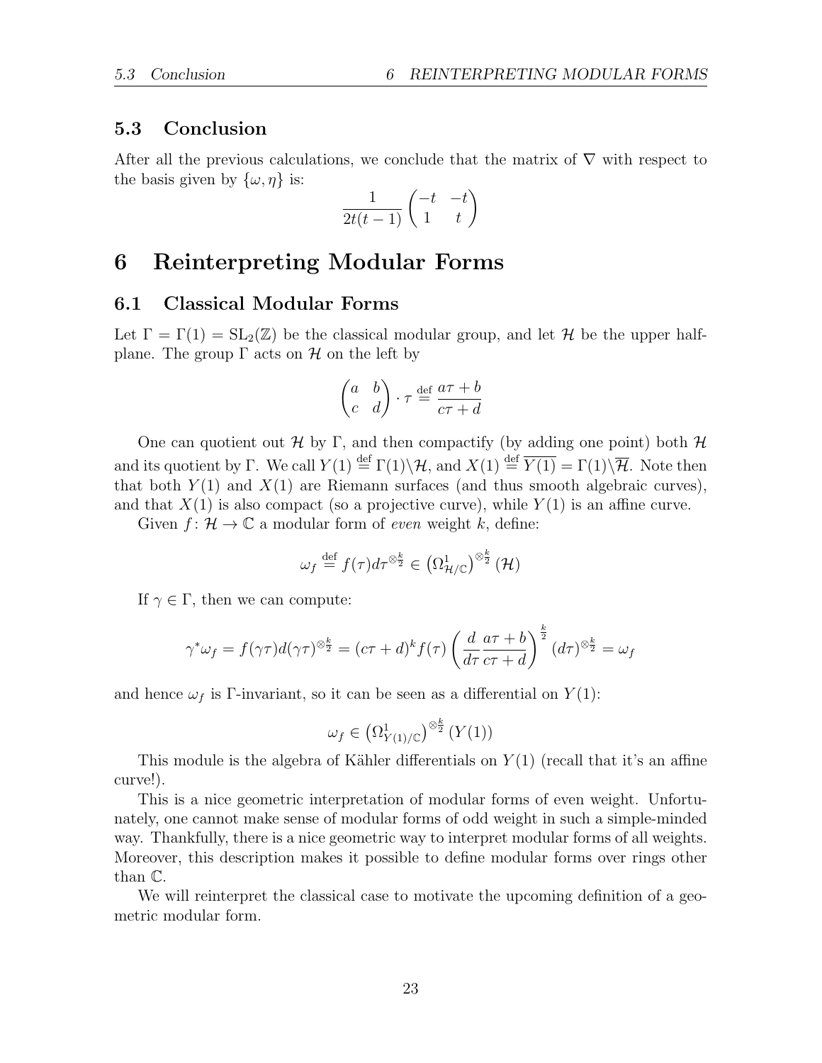### 5.3 Conclusion

After all the previous calculations, we conclude that the matrix of $\nabla$ with respect to the basis given by $\{\omega, \eta\}$ is:

$$\frac{1}{2t(t-1)}\begin{pmatrix} -t & -t \\ 1 & t \end{pmatrix}$$

# 6 Reinterpreting Modular Forms

## 6.1 Classical Modular Forms

Let $\Gamma = \Gamma(1) = \mathrm{SL}_2(\mathbb{Z})$ be the classical modular group, and let $\mathcal{H}$ be the upper half-plane. The group $\Gamma$ acts on $\mathcal{H}$ on the left by

$$\begin{pmatrix} a & b \\ c & d \end{pmatrix} \cdot \tau \overset{\text{def}}{=} \frac{a\tau + b}{c\tau + d}$$

One can quotient out $\mathcal{H}$ by $\Gamma$, and then compactify (by adding one point) both $\mathcal{H}$ and its quotient by $\Gamma$. We call $Y(1) \overset{\text{def}}{=} \Gamma(1)\backslash\mathcal{H}$, and $X(1) \overset{\text{def}}{=} \overline{Y(1)} = \Gamma(1)\backslash\overline{\mathcal{H}}$. Note then that both $Y(1)$ and $X(1)$ are Riemann surfaces (and thus smooth algebraic curves), and that $X(1)$ is also compact (so a projective curve), while $Y(1)$ is an affine curve.

Given $f\colon \mathcal{H} \to \mathbb{C}$ a modular form of *even* weight $k$, define:

$$\omega_f \overset{\text{def}}{=} f(\tau) d\tau^{\otimes \frac{k}{2}} \in \left(\Omega^1_{\mathcal{H}/\mathbb{C}}\right)^{\otimes \frac{k}{2}}(\mathcal{H})$$

If $\gamma \in \Gamma$, then we can compute:

$$\gamma^*\omega_f = f(\gamma\tau) d(\gamma\tau)^{\otimes\frac{k}{2}} = (c\tau + d)^k f(\tau)\left(\frac{d}{d\tau}\frac{a\tau+b}{c\tau+d}\right)^{\frac{k}{2}} (d\tau)^{\otimes\frac{k}{2}} = \omega_f$$

and hence $\omega_f$ is $\Gamma$-invariant, so it can be seen as a differential on $Y(1)$:

$$\omega_f \in \left(\Omega^1_{Y(1)/\mathbb{C}}\right)^{\otimes\frac{k}{2}}(Y(1))$$

This module is the algebra of Kähler differentials on $Y(1)$ (recall that it's an affine curve!).

This is a nice geometric interpretation of modular forms of even weight. Unfortunately, one cannot make sense of modular forms of odd weight in such a simple-minded way. Thankfully, there is a nice geometric way to interpret modular forms of all weights. Moreover, this description makes it possible to define modular forms over rings other than $\mathbb{C}$.

We will reinterpret the classical case to motivate the upcoming definition of a geometric modular form.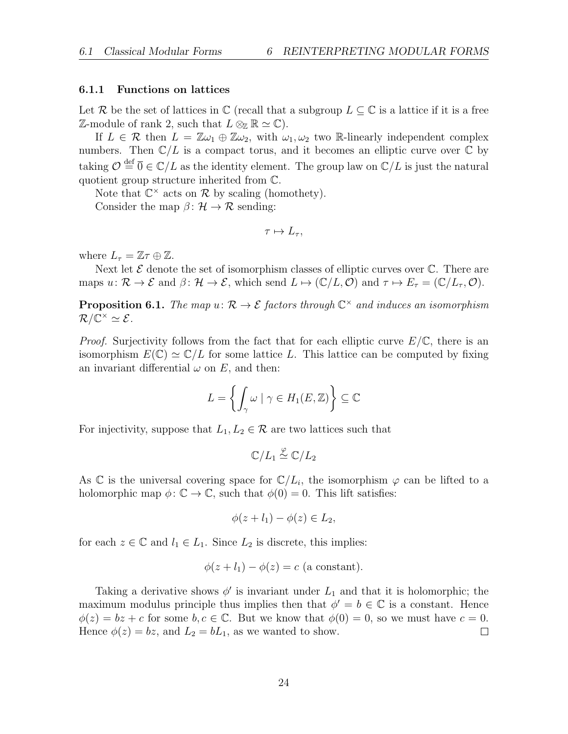### 6.1.1 Functions on lattices

Let $\mathcal{R}$ be the set of lattices in $\mathbb{C}$ (recall that a subgroup $L \subseteq \mathbb{C}$ is a lattice if it is a free $\mathbb{Z}$-module of rank 2, such that $L \otimes_{\mathbb{Z}} \mathbb{R} \simeq \mathbb{C}$).

If $L \in \mathcal{R}$ then $L = \mathbb{Z}\omega_1 \oplus \mathbb{Z}\omega_2$, with $\omega_1, \omega_2$ two $\mathbb{R}$-linearly independent complex numbers. Then $\mathbb{C}/L$ is a compact torus, and it becomes an elliptic curve over $\mathbb{C}$ by taking $\mathcal{O} \stackrel{\text{def}}{=} \overline{0} \in \mathbb{C}/L$ as the identity element. The group law on $\mathbb{C}/L$ is just the natural quotient group structure inherited from $\mathbb{C}$.

Note that $\mathbb{C}^\times$ acts on $\mathcal{R}$ by scaling (homothety).

Consider the map $\beta \colon \mathcal{H} \to \mathcal{R}$ sending:

$$\tau \mapsto L_\tau,$$

where $L_\tau = \mathbb{Z}\tau \oplus \mathbb{Z}$.

Next let $\mathcal{E}$ denote the set of isomorphism classes of elliptic curves over $\mathbb{C}$. There are maps $u \colon \mathcal{R} \to \mathcal{E}$ and $\beta \colon \mathcal{H} \to \mathcal{E}$, which send $L \mapsto (\mathbb{C}/L, \mathcal{O})$ and $\tau \mapsto E_\tau = (\mathbb{C}/L_\tau, \mathcal{O})$.

**Proposition 6.1.** *The map $u \colon \mathcal{R} \to \mathcal{E}$ factors through $\mathbb{C}^\times$ and induces an isomorphism $\mathcal{R}/\mathbb{C}^\times \simeq \mathcal{E}$.*

*Proof.* Surjectivity follows from the fact that for each elliptic curve $E/\mathbb{C}$, there is an isomorphism $E(\mathbb{C}) \simeq \mathbb{C}/L$ for some lattice $L$. This lattice can be computed by fixing an invariant differential $\omega$ on $E$, and then:

$$L = \left\{ \int_\gamma \omega \mid \gamma \in H_1(E, \mathbb{Z}) \right\} \subseteq \mathbb{C}$$

For injectivity, suppose that $L_1, L_2 \in \mathcal{R}$ are two lattices such that

$$\mathbb{C}/L_1 \stackrel{\varphi}{\simeq} \mathbb{C}/L_2$$

As $\mathbb{C}$ is the universal covering space for $\mathbb{C}/L_i$, the isomorphism $\varphi$ can be lifted to a holomorphic map $\phi \colon \mathbb{C} \to \mathbb{C}$, such that $\phi(0) = 0$. This lift satisfies:

$$\phi(z + l_1) - \phi(z) \in L_2,$$

for each $z \in \mathbb{C}$ and $l_1 \in L_1$. Since $L_2$ is discrete, this implies:

$$\phi(z + l_1) - \phi(z) = c \text{ (a constant)}.$$

Taking a derivative shows $\phi'$ is invariant under $L_1$ and that it is holomorphic; the maximum modulus principle thus implies then that $\phi' = b \in \mathbb{C}$ is a constant. Hence $\phi(z) = bz + c$ for some $b, c \in \mathbb{C}$. But we know that $\phi(0) = 0$, so we must have $c = 0$. Hence $\phi(z) = bz$, and $L_2 = bL_1$, as we wanted to show. $\square$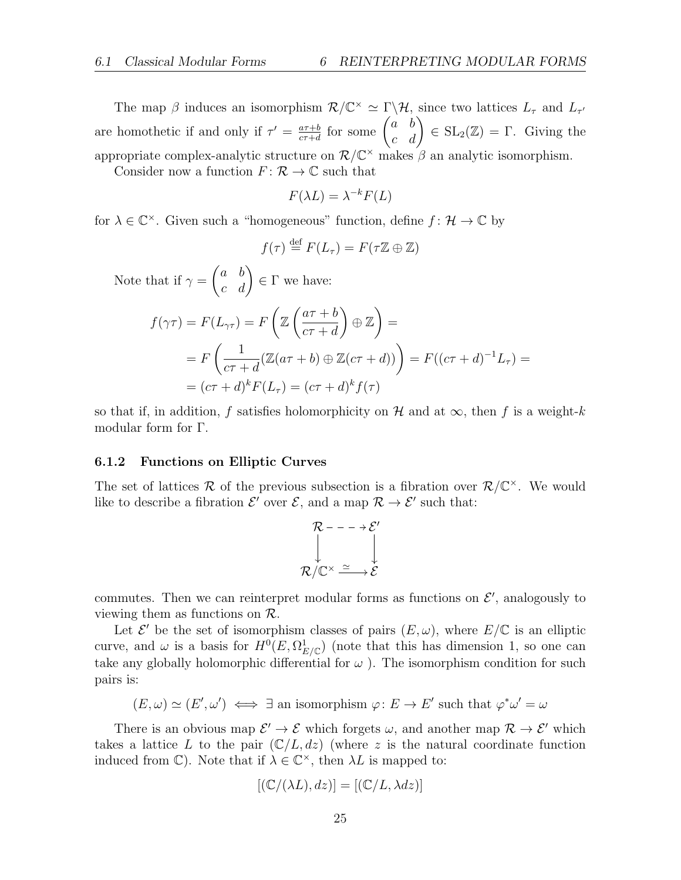The map $\beta$ induces an isomorphism $\mathcal{R}/\mathbb{C}^\times \simeq \Gamma\backslash\mathcal{H}$, since two lattices $L_\tau$ and $L_{\tau'}$ are homothetic if and only if $\tau' = \frac{a\tau+b}{c\tau+d}$ for some $\begin{pmatrix} a & b \\ c & d \end{pmatrix} \in \mathrm{SL}_2(\mathbb{Z}) = \Gamma$. Giving the appropriate complex-analytic structure on $\mathcal{R}/\mathbb{C}^\times$ makes $\beta$ an analytic isomorphism.

Consider now a function $F\colon \mathcal{R} \to \mathbb{C}$ such that

$$F(\lambda L) = \lambda^{-k} F(L)$$

for $\lambda \in \mathbb{C}^\times$. Given such a "homogeneous" function, define $f\colon \mathcal{H} \to \mathbb{C}$ by

$$f(\tau) \stackrel{\text{def}}{=} F(L_\tau) = F(\tau\mathbb{Z} \oplus \mathbb{Z})$$

Note that if $\gamma = \begin{pmatrix} a & b \\ c & d \end{pmatrix} \in \Gamma$ we have:

$$\begin{aligned} f(\gamma\tau) = F(L_{\gamma\tau}) &= F\left(\mathbb{Z}\left(\frac{a\tau+b}{c\tau+d}\right) \oplus \mathbb{Z}\right) = \\ &= F\left(\frac{1}{c\tau+d}(\mathbb{Z}(a\tau+b) \oplus \mathbb{Z}(c\tau+d))\right) = F((c\tau+d)^{-1}L_\tau) = \\ &= (c\tau+d)^k F(L_\tau) = (c\tau+d)^k f(\tau) \end{aligned}$$

so that if, in addition, $f$ satisfies holomorphicity on $\mathcal{H}$ and at $\infty$, then $f$ is a weight-$k$ modular form for $\Gamma$.

### 6.1.2 Functions on Elliptic Curves

The set of lattices $\mathcal{R}$ of the previous subsection is a fibration over $\mathcal{R}/\mathbb{C}^\times$. We would like to describe a fibration $\mathcal{E}'$ over $\mathcal{E}$, and a map $\mathcal{R} \to \mathcal{E}'$ such that:

$$\begin{array}{ccc} \mathcal{R} & \dashrightarrow & \mathcal{E}' \\ \downarrow & & \downarrow \\ \mathcal{R}/\mathbb{C}^\times & \xrightarrow{\simeq} & \mathcal{E} \end{array}$$

commutes. Then we can reinterpret modular forms as functions on $\mathcal{E}'$, analogously to viewing them as functions on $\mathcal{R}$.

Let $\mathcal{E}'$ be the set of isomorphism classes of pairs $(E, \omega)$, where $E/\mathbb{C}$ is an elliptic curve, and $\omega$ is a basis for $H^0(E, \Omega^1_{E/\mathbb{C}})$ (note that this has dimension 1, so one can take any globally holomorphic differential for $\omega$ ). The isomorphism condition for such pairs is:

$$(E, \omega) \simeq (E', \omega') \iff \exists \text{ an isomorphism } \varphi\colon E \to E' \text{ such that } \varphi^*\omega' = \omega$$

There is an obvious map $\mathcal{E}' \to \mathcal{E}$ which forgets $\omega$, and another map $\mathcal{R} \to \mathcal{E}'$ which takes a lattice $L$ to the pair $(\mathbb{C}/L, dz)$ (where $z$ is the natural coordinate function induced from $\mathbb{C}$). Note that if $\lambda \in \mathbb{C}^\times$, then $\lambda L$ is mapped to:

$$[(\mathbb{C}/(\lambda L), dz)] = [(\mathbb{C}/L, \lambda dz)]$$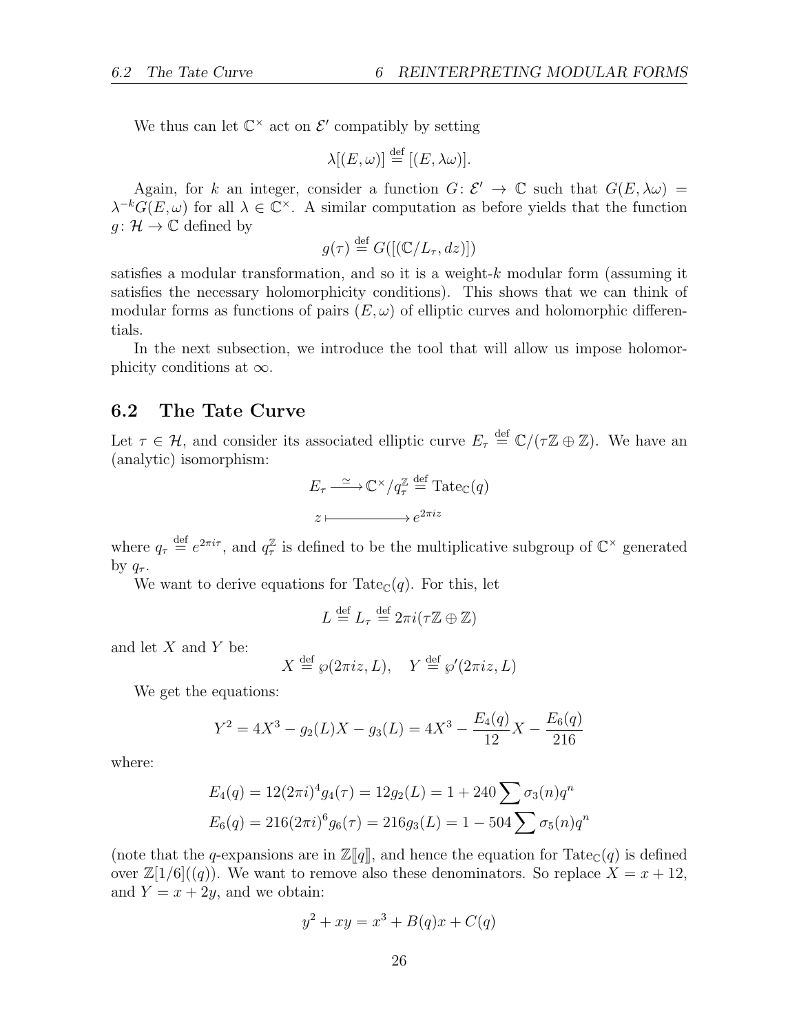We thus can let $\mathbb{C}^\times$ act on $\mathcal{E}'$ compatibly by setting

$$\lambda[(E, \omega)] \stackrel{\text{def}}{=} [(E, \lambda\omega)].$$

Again, for $k$ an integer, consider a function $G\colon \mathcal{E}' \to \mathbb{C}$ such that $G(E, \lambda\omega) = \lambda^{-k} G(E, \omega)$ for all $\lambda \in \mathbb{C}^\times$. A similar computation as before yields that the function $g\colon \mathcal{H} \to \mathbb{C}$ defined by

$$g(\tau) \stackrel{\text{def}}{=} G([(\mathbb{C}/L_\tau, dz)])$$

satisfies a modular transformation, and so it is a weight-$k$ modular form (assuming it satisfies the necessary holomorphicity conditions). This shows that we can think of modular forms as functions of pairs $(E, \omega)$ of elliptic curves and holomorphic differentials.

In the next subsection, we introduce the tool that will allow us impose holomorphicity conditions at $\infty$.

## 6.2 The Tate Curve

Let $\tau \in \mathcal{H}$, and consider its associated elliptic curve $E_\tau \stackrel{\text{def}}{=} \mathbb{C}/(\tau\mathbb{Z} \oplus \mathbb{Z})$. We have an (analytic) isomorphism:

$$\begin{array}{ccc} E_\tau & \xrightarrow{\simeq} & \mathbb{C}^\times / q_\tau^{\mathbb{Z}} \stackrel{\text{def}}{=} \mathrm{Tate}_{\mathbb{C}}(q) \\ z & \longmapsto & e^{2\pi i z} \end{array}$$

where $q_\tau \stackrel{\text{def}}{=} e^{2\pi i \tau}$, and $q_\tau^{\mathbb{Z}}$ is defined to be the multiplicative subgroup of $\mathbb{C}^\times$ generated by $q_\tau$.

We want to derive equations for $\mathrm{Tate}_{\mathbb{C}}(q)$. For this, let

$$L \stackrel{\text{def}}{=} L_\tau \stackrel{\text{def}}{=} 2\pi i(\tau\mathbb{Z} \oplus \mathbb{Z})$$

and let $X$ and $Y$ be:

$$X \stackrel{\text{def}}{=} \wp(2\pi i z, L), \quad Y \stackrel{\text{def}}{=} \wp'(2\pi i z, L)$$

We get the equations:

$$Y^2 = 4X^3 - g_2(L)X - g_3(L) = 4X^3 - \frac{E_4(q)}{12}X - \frac{E_6(q)}{216}$$

where:

$$E_4(q) = 12(2\pi i)^4 g_4(\tau) = 12 g_2(L) = 1 + 240 \sum \sigma_3(n) q^n$$
$$E_6(q) = 216(2\pi i)^6 g_6(\tau) = 216 g_3(L) = 1 - 504 \sum \sigma_5(n) q^n$$

(note that the $q$-expansions are in $\mathbb{Z}[\![q]\!]$, and hence the equation for $\mathrm{Tate}_{\mathbb{C}}(q)$ is defined over $\mathbb{Z}[1/6]((q))$. We want to remove also these denominators. So replace $X = x + 12$, and $Y = x + 2y$, and we obtain:

$$y^2 + xy = x^3 + B(q)x + C(q)$$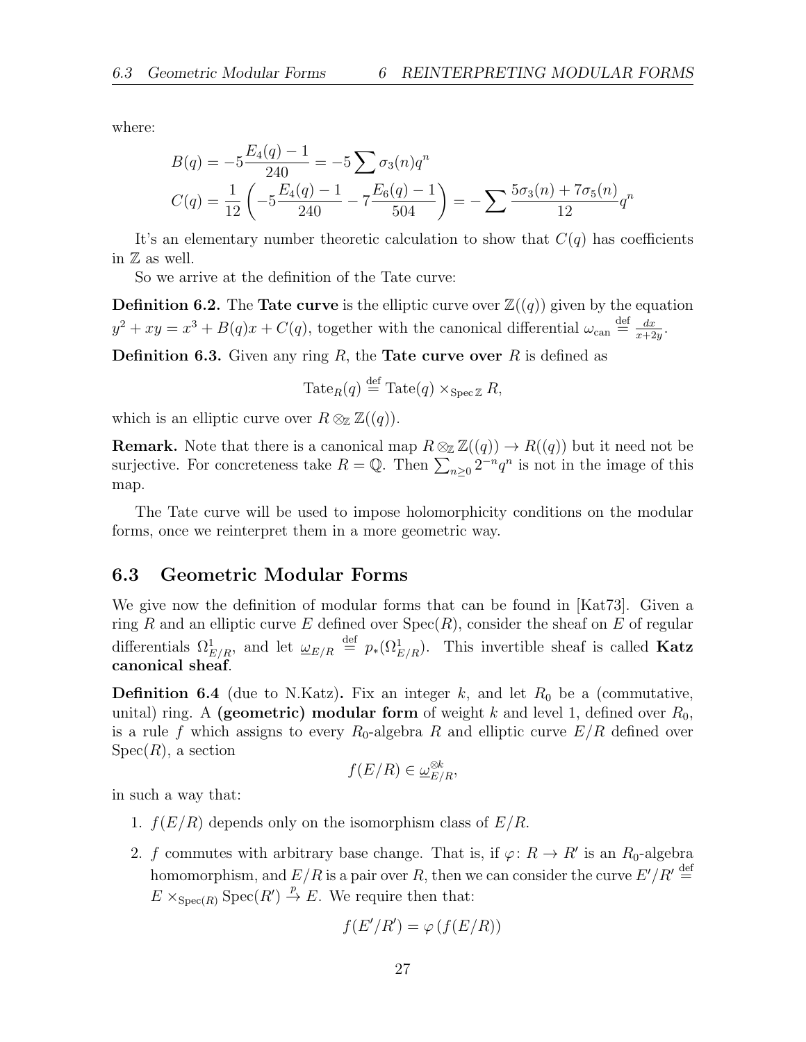where:

$$B(q) = -5\frac{E_4(q)-1}{240} = -5\sum \sigma_3(n)q^n$$

$$C(q) = \frac{1}{12}\left(-5\frac{E_4(q)-1}{240} - 7\frac{E_6(q)-1}{504}\right) = -\sum \frac{5\sigma_3(n)+7\sigma_5(n)}{12}q^n$$

It's an elementary number theoretic calculation to show that $C(q)$ has coefficients in $\mathbb{Z}$ as well.

So we arrive at the definition of the Tate curve:

**Definition 6.2.** The **Tate curve** is the elliptic curve over $\mathbb{Z}((q))$ given by the equation $y^2 + xy = x^3 + B(q)x + C(q)$, together with the canonical differential $\omega_{\text{can}} \stackrel{\text{def}}{=} \frac{dx}{x+2y}$.

**Definition 6.3.** Given any ring $R$, the **Tate curve over** $R$ is defined as

$$\text{Tate}_R(q) \stackrel{\text{def}}{=} \text{Tate}(q) \times_{\text{Spec}\,\mathbb{Z}} R,$$

which is an elliptic curve over $R \otimes_{\mathbb{Z}} \mathbb{Z}((q))$.

**Remark.** Note that there is a canonical map $R \otimes_{\mathbb{Z}} \mathbb{Z}((q)) \to R((q))$ but it need not be surjective. For concreteness take $R = \mathbb{Q}$. Then $\sum_{n\geq 0} 2^{-n}q^n$ is not in the image of this map.

The Tate curve will be used to impose holomorphicity conditions on the modular forms, once we reinterpret them in a more geometric way.

## 6.3 Geometric Modular Forms

We give now the definition of modular forms that can be found in [Kat73]. Given a ring $R$ and an elliptic curve $E$ defined over $\text{Spec}(R)$, consider the sheaf on $E$ of regular differentials $\Omega^1_{E/R}$, and let $\underline{\omega}_{E/R} \stackrel{\text{def}}{=} p_*(\Omega^1_{E/R})$. This invertible sheaf is called **Katz canonical sheaf**.

**Definition 6.4** (due to N.Katz)**.** Fix an integer $k$, and let $R_0$ be a (commutative, unital) ring. A **(geometric) modular form** of weight $k$ and level 1, defined over $R_0$, is a rule $f$ which assigns to every $R_0$-algebra $R$ and elliptic curve $E/R$ defined over $\text{Spec}(R)$, a section

$$f(E/R) \in \underline{\omega}_{E/R}^{\otimes k},$$

in such a way that:

1. $f(E/R)$ depends only on the isomorphism class of $E/R$.
2. $f$ commutes with arbitrary base change. That is, if $\varphi\colon R \to R'$ is an $R_0$-algebra homomorphism, and $E/R$ is a pair over $R$, then we can consider the curve $E'/R' \stackrel{\text{def}}{=} E \times_{\text{Spec}(R)} \text{Spec}(R') \stackrel{p}{\to} E$. We require then that:

$$f(E'/R') = \varphi\left(f(E/R)\right)$$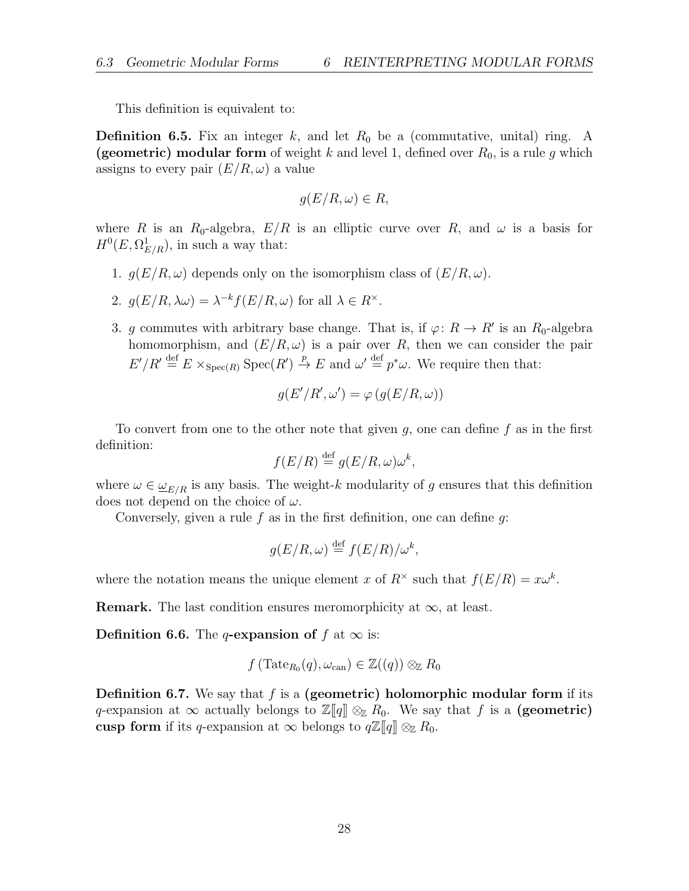This definition is equivalent to:

**Definition 6.5.** Fix an integer $k$, and let $R_0$ be a (commutative, unital) ring. A **(geometric) modular form** of weight $k$ and level 1, defined over $R_0$, is a rule $g$ which assigns to every pair $(E/R, \omega)$ a value

$$g(E/R, \omega) \in R,$$

where $R$ is an $R_0$-algebra, $E/R$ is an elliptic curve over $R$, and $\omega$ is a basis for $H^0(E, \Omega^1_{E/R})$, in such a way that:

1. $g(E/R, \omega)$ depends only on the isomorphism class of $(E/R, \omega)$.
2. $g(E/R, \lambda\omega) = \lambda^{-k} f(E/R, \omega)$ for all $\lambda \in R^\times$.
3. $g$ commutes with arbitrary base change. That is, if $\varphi \colon R \to R'$ is an $R_0$-algebra homomorphism, and $(E/R, \omega)$ is a pair over $R$, then we can consider the pair $E'/R' \stackrel{\text{def}}{=} E \times_{\operatorname{Spec}(R)} \operatorname{Spec}(R') \stackrel{p}{\to} E$ and $\omega' \stackrel{\text{def}}{=} p^*\omega$. We require then that:

$$g(E'/R', \omega') = \varphi\left(g(E/R, \omega)\right)$$

To convert from one to the other note that given $g$, one can define $f$ as in the first definition:

$$f(E/R) \stackrel{\text{def}}{=} g(E/R, \omega)\omega^k,$$

where $\omega \in \underline{\omega}_{E/R}$ is any basis. The weight-$k$ modularity of $g$ ensures that this definition does not depend on the choice of $\omega$.

Conversely, given a rule $f$ as in the first definition, one can define $g$:

$$g(E/R, \omega) \stackrel{\text{def}}{=} f(E/R)/\omega^k,$$

where the notation means the unique element $x$ of $R^\times$ such that $f(E/R) = x\omega^k$.

**Remark.** The last condition ensures meromorphicity at $\infty$, at least.

**Definition 6.6.** The **$q$-expansion of** $f$ at $\infty$ is:

$$f\left(\operatorname{Tate}_{R_0}(q), \omega_{\text{can}}\right) \in \mathbb{Z}((q)) \otimes_{\mathbb{Z}} R_0$$

**Definition 6.7.** We say that $f$ is a **(geometric) holomorphic modular form** if its $q$-expansion at $\infty$ actually belongs to $\mathbb{Z}[\![q]\!] \otimes_{\mathbb{Z}} R_0$. We say that $f$ is a **(geometric) cusp form** if its $q$-expansion at $\infty$ belongs to $q\mathbb{Z}[\![q]\!] \otimes_{\mathbb{Z}} R_0$.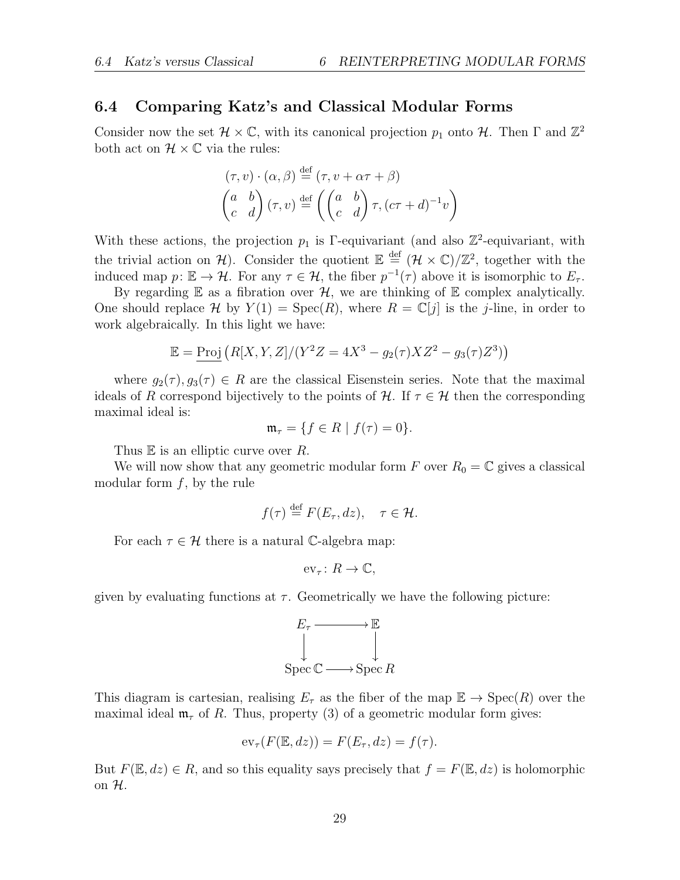## 6.4 Comparing Katz's and Classical Modular Forms

Consider now the set $\mathcal{H} \times \mathbb{C}$, with its canonical projection $p_1$ onto $\mathcal{H}$. Then $\Gamma$ and $\mathbb{Z}^2$ both act on $\mathcal{H} \times \mathbb{C}$ via the rules:

$$(\tau, v) \cdot (\alpha, \beta) \stackrel{\text{def}}{=} (\tau, v + \alpha\tau + \beta)$$

$$\begin{pmatrix} a & b \\ c & d \end{pmatrix} (\tau, v) \stackrel{\text{def}}{=} \left( \begin{pmatrix} a & b \\ c & d \end{pmatrix} \tau, (c\tau + d)^{-1} v \right)$$

With these actions, the projection $p_1$ is $\Gamma$-equivariant (and also $\mathbb{Z}^2$-equivariant, with the trivial action on $\mathcal{H}$). Consider the quotient $\mathbb{E} \stackrel{\text{def}}{=} (\mathcal{H} \times \mathbb{C})/\mathbb{Z}^2$, together with the induced map $p \colon \mathbb{E} \to \mathcal{H}$. For any $\tau \in \mathcal{H}$, the fiber $p^{-1}(\tau)$ above it is isomorphic to $E_\tau$.

By regarding $\mathbb{E}$ as a fibration over $\mathcal{H}$, we are thinking of $\mathbb{E}$ complex analytically. One should replace $\mathcal{H}$ by $Y(1) = \operatorname{Spec}(R)$, where $R = \mathbb{C}[j]$ is the $j$-line, in order to work algebraically. In this light we have:

$$\mathbb{E} = \underline{\operatorname{Proj}}\left( R[X, Y, Z]/(Y^2 Z = 4X^3 - g_2(\tau) X Z^2 - g_3(\tau) Z^3) \right)$$

where $g_2(\tau), g_3(\tau) \in R$ are the classical Eisenstein series. Note that the maximal ideals of $R$ correspond bijectively to the points of $\mathcal{H}$. If $\tau \in \mathcal{H}$ then the corresponding maximal ideal is:

$$\mathfrak{m}_\tau = \{ f \in R \mid f(\tau) = 0 \}.$$

Thus $\mathbb{E}$ is an elliptic curve over $R$.

We will now show that any geometric modular form $F$ over $R_0 = \mathbb{C}$ gives a classical modular form $f$, by the rule

$$f(\tau) \stackrel{\text{def}}{=} F(E_\tau, dz), \quad \tau \in \mathcal{H}.$$

For each $\tau \in \mathcal{H}$ there is a natural $\mathbb{C}$-algebra map:

$$\operatorname{ev}_\tau \colon R \to \mathbb{C},$$

given by evaluating functions at $\tau$. Geometrically we have the following picture:

$$\begin{array}{ccc} E_\tau & \longrightarrow & \mathbb{E} \\ \downarrow & & \downarrow \\ \operatorname{Spec} \mathbb{C} & \longrightarrow & \operatorname{Spec} R \end{array}$$

This diagram is cartesian, realising $E_\tau$ as the fiber of the map $\mathbb{E} \to \operatorname{Spec}(R)$ over the maximal ideal $\mathfrak{m}_\tau$ of $R$. Thus, property (3) of a geometric modular form gives:

$$\operatorname{ev}_\tau(F(\mathbb{E}, dz)) = F(E_\tau, dz) = f(\tau).$$

But $F(\mathbb{E}, dz) \in R$, and so this equality says precisely that $f = F(\mathbb{E}, dz)$ is holomorphic on $\mathcal{H}$.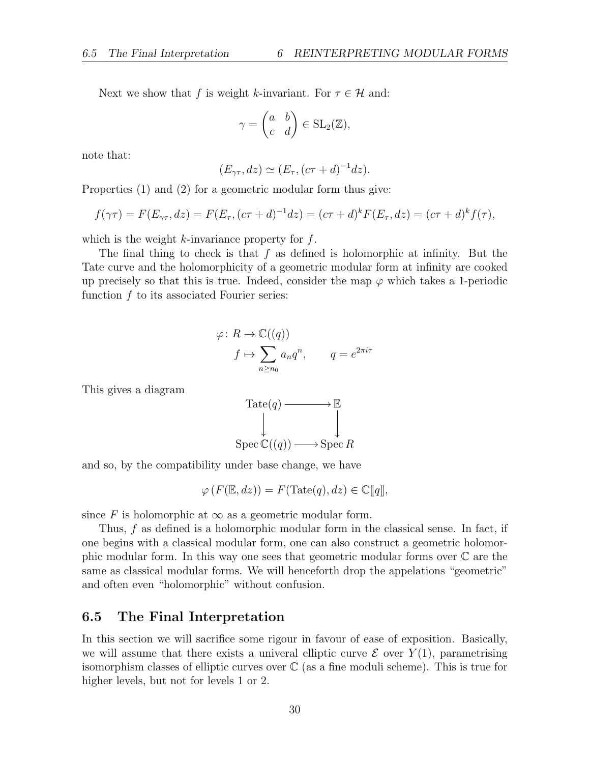Next we show that $f$ is weight $k$-invariant. For $\tau \in \mathcal{H}$ and:

$$\gamma = \begin{pmatrix} a & b \\ c & d \end{pmatrix} \in \mathrm{SL}_2(\mathbb{Z}),$$

note that:

$$(E_{\gamma\tau}, dz) \simeq (E_\tau, (c\tau + d)^{-1}dz).$$

Properties (1) and (2) for a geometric modular form thus give:

$$f(\gamma\tau) = F(E_{\gamma\tau}, dz) = F(E_\tau, (c\tau+d)^{-1}dz) = (c\tau+d)^k F(E_\tau, dz) = (c\tau+d)^k f(\tau),$$

which is the weight $k$-invariance property for $f$.

The final thing to check is that $f$ as defined is holomorphic at infinity. But the Tate curve and the holomorphicity of a geometric modular form at infinity are cooked up precisely so that this is true. Indeed, consider the map $\varphi$ which takes a 1-periodic function $f$ to its associated Fourier series:

$$\begin{aligned} \varphi\colon R &\to \mathbb{C}((q)) \\ f &\mapsto \sum_{n \geq n_0} a_n q^n, \qquad q = e^{2\pi i \tau} \end{aligned}$$

This gives a diagram

$$\begin{array}{ccc} \mathrm{Tate}(q) & \longrightarrow & \mathbb{E} \\ \downarrow & & \downarrow \\ \operatorname{Spec} \mathbb{C}((q)) & \longrightarrow & \operatorname{Spec} R \end{array}$$

and so, by the compatibility under base change, we have

$$\varphi\left(F(\mathbb{E}, dz)\right) = F(\mathrm{Tate}(q), dz) \in \mathbb{C}[\![q]\!],$$

since $F$ is holomorphic at $\infty$ as a geometric modular form.

Thus, $f$ as defined is a holomorphic modular form in the classical sense. In fact, if one begins with a classical modular form, one can also construct a geometric holomorphic modular form. In this way one sees that geometric modular forms over $\mathbb{C}$ are the same as classical modular forms. We will henceforth drop the appelations "geometric" and often even "holomorphic" without confusion.

## 6.5 The Final Interpretation

In this section we will sacrifice some rigour in favour of ease of exposition. Basically, we will assume that there exists a univeral elliptic curve $\mathcal{E}$ over $Y(1)$, parametrising isomorphism classes of elliptic curves over $\mathbb{C}$ (as a fine moduli scheme). This is true for higher levels, but not for levels 1 or 2.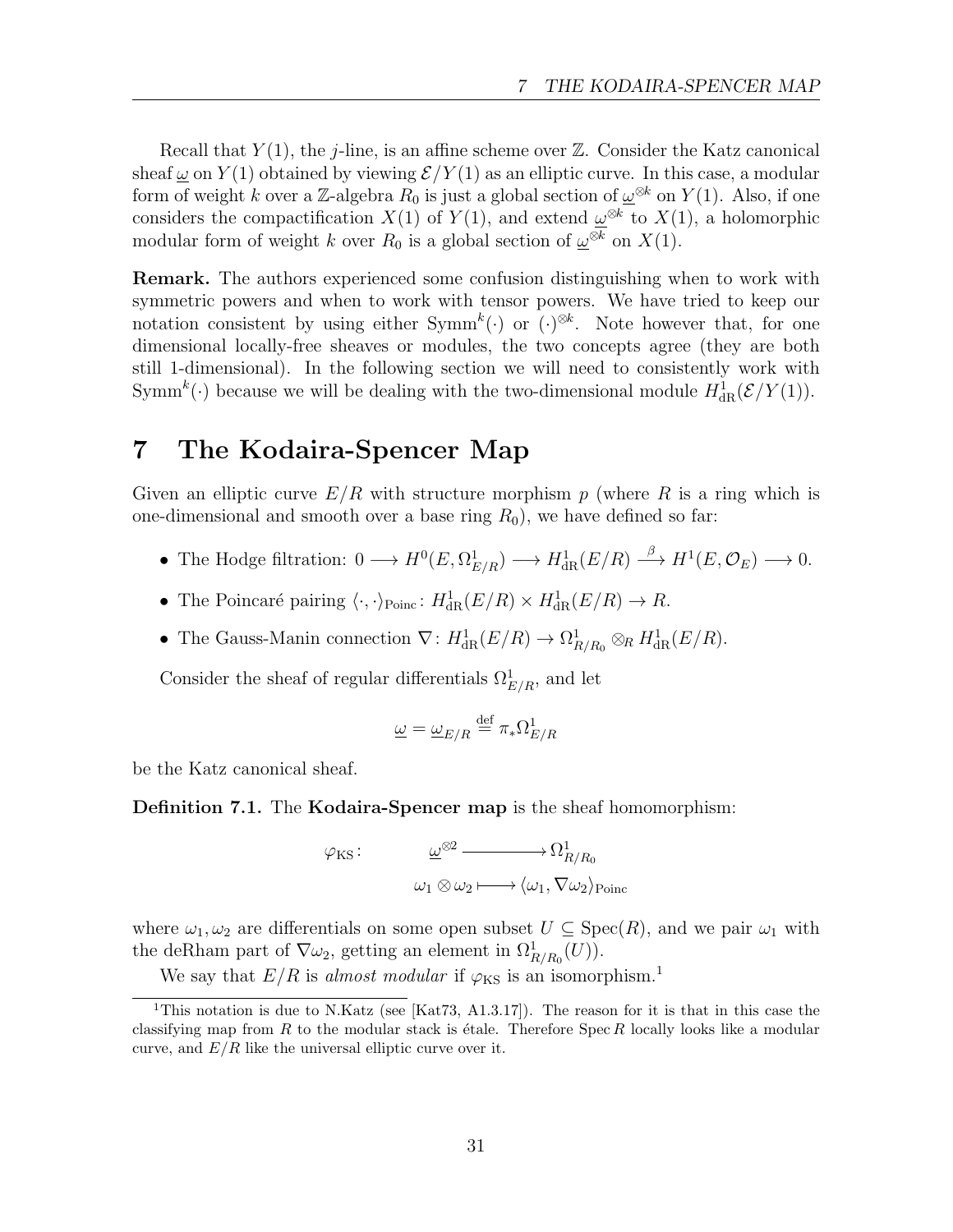Recall that $Y(1)$, the $j$-line, is an affine scheme over $\mathbb{Z}$. Consider the Katz canonical sheaf $\underline{\omega}$ on $Y(1)$ obtained by viewing $\mathcal{E}/Y(1)$ as an elliptic curve. In this case, a modular form of weight $k$ over a $\mathbb{Z}$-algebra $R_0$ is just a global section of $\underline{\omega}^{\otimes k}$ on $Y(1)$. Also, if one considers the compactification $X(1)$ of $Y(1)$, and extend $\underline{\omega}^{\otimes k}$ to $X(1)$, a holomorphic modular form of weight $k$ over $R_0$ is a global section of $\underline{\omega}^{\otimes k}$ on $X(1)$.

**Remark.** The authors experienced some confusion distinguishing when to work with symmetric powers and when to work with tensor powers. We have tried to keep our notation consistent by using either $\mathrm{Symm}^k(\cdot)$ or $(\cdot)^{\otimes k}$. Note however that, for one dimensional locally-free sheaves or modules, the two concepts agree (they are both still 1-dimensional). In the following section we will need to consistently work with $\mathrm{Symm}^k(\cdot)$ because we will be dealing with the two-dimensional module $H^1_{\mathrm{dR}}(\mathcal{E}/Y(1))$.

# 7 The Kodaira-Spencer Map

Given an elliptic curve $E/R$ with structure morphism $p$ (where $R$ is a ring which is one-dimensional and smooth over a base ring $R_0$), we have defined so far:

- The Hodge filtration: $0 \longrightarrow H^0(E, \Omega^1_{E/R}) \longrightarrow H^1_{\mathrm{dR}}(E/R) \xrightarrow{\beta} H^1(E, \mathcal{O}_E) \longrightarrow 0$.
- The Poincaré pairing $\langle \cdot, \cdot \rangle_{\mathrm{Poinc}} \colon H^1_{\mathrm{dR}}(E/R) \times H^1_{\mathrm{dR}}(E/R) \to R$.
- The Gauss-Manin connection $\nabla \colon H^1_{\mathrm{dR}}(E/R) \to \Omega^1_{R/R_0} \otimes_R H^1_{\mathrm{dR}}(E/R)$.

Consider the sheaf of regular differentials $\Omega^1_{E/R}$, and let

$$\underline{\omega} = \underline{\omega}_{E/R} \stackrel{\mathrm{def}}{=} \pi_* \Omega^1_{E/R}$$

be the Katz canonical sheaf.

**Definition 7.1.** The **Kodaira-Spencer map** is the sheaf homomorphism:

$$\begin{aligned} \varphi_{\mathrm{KS}} \colon \qquad \underline{\omega}^{\otimes 2} &\longrightarrow \Omega^1_{R/R_0} \\ \omega_1 \otimes \omega_2 &\longmapsto \langle \omega_1, \nabla \omega_2 \rangle_{\mathrm{Poinc}} \end{aligned}$$

where $\omega_1, \omega_2$ are differentials on some open subset $U \subseteq \mathrm{Spec}(R)$, and we pair $\omega_1$ with the deRham part of $\nabla\omega_2$, getting an element in $\Omega^1_{R/R_0}(U)$).

We say that $E/R$ is *almost modular* if $\varphi_{\mathrm{KS}}$ is an isomorphism.[1]

[1] This notation is due to N.Katz (see [Kat73, A1.3.17]). The reason for it is that in this case the classifying map from $R$ to the modular stack is étale. Therefore $\mathrm{Spec}\, R$ locally looks like a modular curve, and $E/R$ like the universal elliptic curve over it.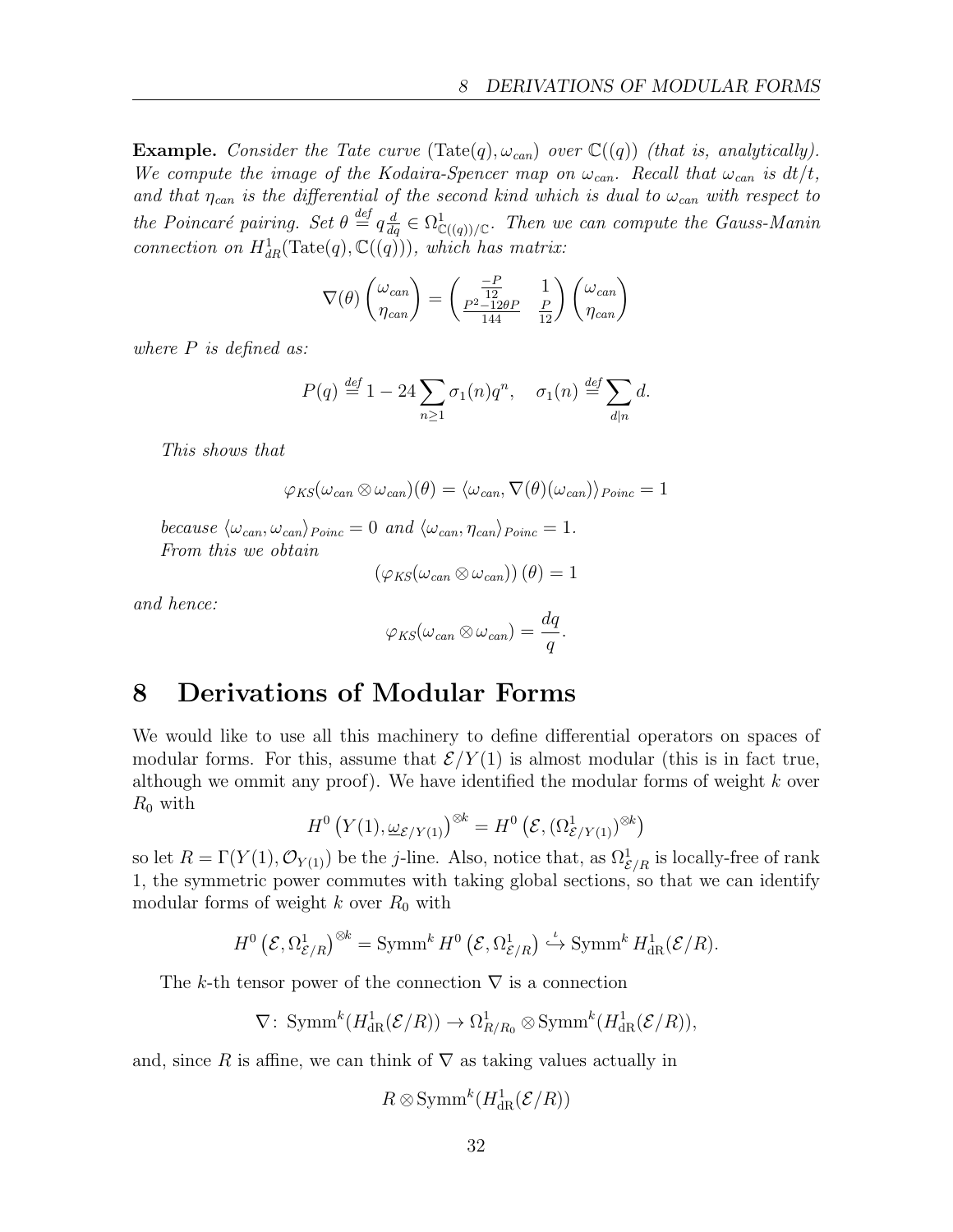**Example.** *Consider the Tate curve* $(\mathrm{Tate}(q), \omega_{can})$ *over* $\mathbb{C}((q))$ *(that is, analytically). We compute the image of the Kodaira-Spencer map on* $\omega_{can}$*. Recall that* $\omega_{can}$ *is* $dt/t$*, and that* $\eta_{can}$ *is the differential of the second kind which is dual to* $\omega_{can}$ *with respect to the Poincaré pairing. Set* $\theta \overset{def}{=} q\frac{d}{dq} \in \Omega^1_{\mathbb{C}((q))/\mathbb{C}}$*. Then we can compute the Gauss-Manin connection on* $H^1_{dR}(\mathrm{Tate}(q), \mathbb{C}((q)))$*, which has matrix:*

$$\nabla(\theta) \begin{pmatrix} \omega_{can} \\ \eta_{can} \end{pmatrix} = \begin{pmatrix} \frac{-P}{12} & 1 \\ \frac{P^2 - 12\theta P}{144} & \frac{P}{12} \end{pmatrix} \begin{pmatrix} \omega_{can} \\ \eta_{can} \end{pmatrix}$$

*where* $P$ *is defined as:*

$$P(q) \overset{def}{=} 1 - 24 \sum_{n \geq 1} \sigma_1(n) q^n, \quad \sigma_1(n) \overset{def}{=} \sum_{d|n} d.$$

*This shows that*

$$\varphi_{KS}(\omega_{can} \otimes \omega_{can})(\theta) = \langle \omega_{can}, \nabla(\theta)(\omega_{can}) \rangle_{Poinc} = 1$$

*because* $\langle \omega_{can}, \omega_{can} \rangle_{Poinc} = 0$ *and* $\langle \omega_{can}, \eta_{can} \rangle_{Poinc} = 1$*.*
*From this we obtain*

$$\left( \varphi_{KS}(\omega_{can} \otimes \omega_{can}) \right)(\theta) = 1$$

*and hence:*

$$\varphi_{KS}(\omega_{can} \otimes \omega_{can}) = \frac{dq}{q}.$$

# 8 Derivations of Modular Forms

We would like to use all this machinery to define differential operators on spaces of modular forms. For this, assume that $\mathcal{E}/Y(1)$ is almost modular (this is in fact true, although we ommit any proof). We have identified the modular forms of weight $k$ over $R_0$ with

$$H^0\left(Y(1), \underline{\omega}_{\mathcal{E}/Y(1)}\right)^{\otimes k} = H^0\left(\mathcal{E}, (\Omega^1_{\mathcal{E}/Y(1)})^{\otimes k}\right)$$

so let $R = \Gamma(Y(1), \mathcal{O}_{Y(1)})$ be the $j$-line. Also, notice that, as $\Omega^1_{\mathcal{E}/R}$ is locally-free of rank 1, the symmetric power commutes with taking global sections, so that we can identify modular forms of weight $k$ over $R_0$ with

$$H^0\left(\mathcal{E}, \Omega^1_{\mathcal{E}/R}\right)^{\otimes k} = \mathrm{Symm}^k H^0\left(\mathcal{E}, \Omega^1_{\mathcal{E}/R}\right) \overset{\iota}{\hookrightarrow} \mathrm{Symm}^k H^1_{\mathrm{dR}}(\mathcal{E}/R).$$

The $k$-th tensor power of the connection $\nabla$ is a connection

$$\nabla \colon \mathrm{Symm}^k(H^1_{\mathrm{dR}}(\mathcal{E}/R)) \to \Omega^1_{R/R_0} \otimes \mathrm{Symm}^k(H^1_{\mathrm{dR}}(\mathcal{E}/R)),$$

and, since $R$ is affine, we can think of $\nabla$ as taking values actually in

$$R \otimes \mathrm{Symm}^k(H^1_{\mathrm{dR}}(\mathcal{E}/R))$$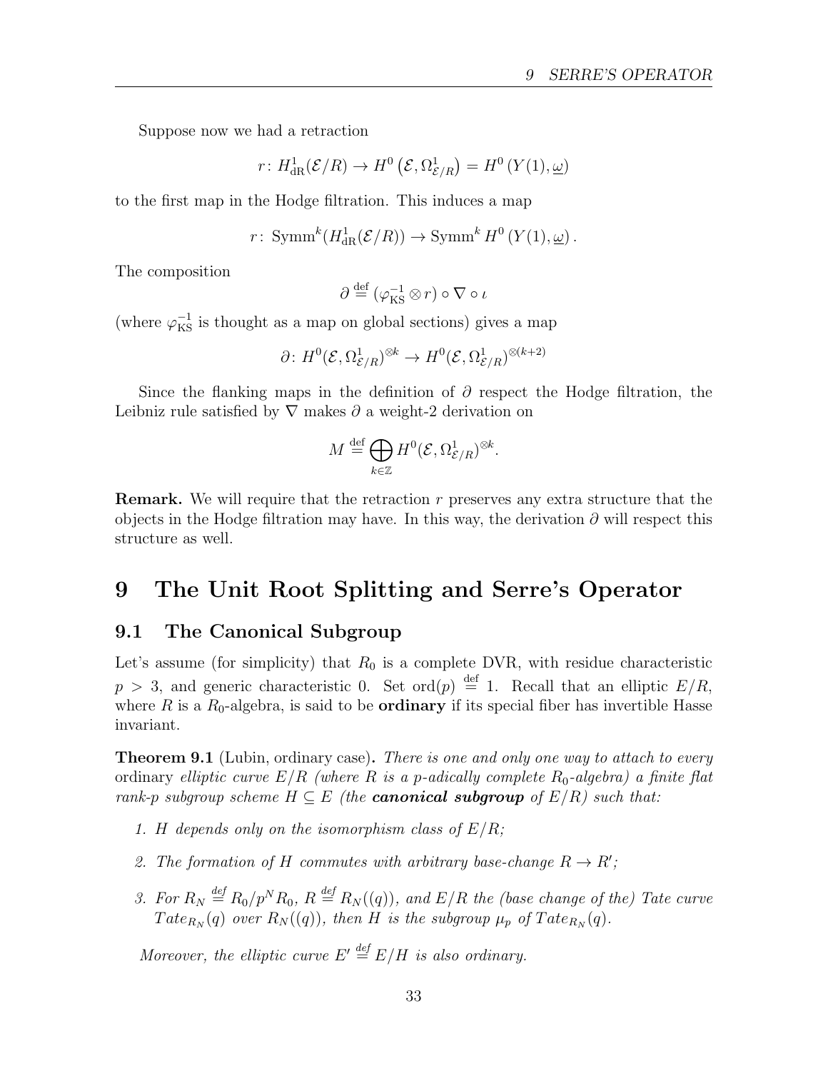Suppose now we had a retraction

$$r\colon H^1_{\mathrm{dR}}(\mathcal{E}/R) \to H^0\left(\mathcal{E}, \Omega^1_{\mathcal{E}/R}\right) = H^0\left(Y(1), \underline{\omega}\right)$$

to the first map in the Hodge filtration. This induces a map

$$r\colon \operatorname{Symm}^k(H^1_{\mathrm{dR}}(\mathcal{E}/R)) \to \operatorname{Symm}^k H^0\left(Y(1), \underline{\omega}\right).$$

The composition

$$\partial \stackrel{\text{def}}{=} (\varphi_{\mathrm{KS}}^{-1} \otimes r) \circ \nabla \circ \iota$$

(where $\varphi_{\mathrm{KS}}^{-1}$ is thought as a map on global sections) gives a map

$$\partial\colon H^0(\mathcal{E}, \Omega^1_{\mathcal{E}/R})^{\otimes k} \to H^0(\mathcal{E}, \Omega^1_{\mathcal{E}/R})^{\otimes(k+2)}$$

Since the flanking maps in the definition of $\partial$ respect the Hodge filtration, the Leibniz rule satisfied by $\nabla$ makes $\partial$ a weight-2 derivation on

$$M \stackrel{\text{def}}{=} \bigoplus_{k \in \mathbb{Z}} H^0(\mathcal{E}, \Omega^1_{\mathcal{E}/R})^{\otimes k}.$$

**Remark.** We will require that the retraction $r$ preserves any extra structure that the objects in the Hodge filtration may have. In this way, the derivation $\partial$ will respect this structure as well.

# 9 The Unit Root Splitting and Serre's Operator

## 9.1 The Canonical Subgroup

Let's assume (for simplicity) that $R_0$ is a complete DVR, with residue characteristic $p > 3$, and generic characteristic 0. Set $\operatorname{ord}(p) \stackrel{\text{def}}{=} 1$. Recall that an elliptic $E/R$, where $R$ is a $R_0$-algebra, is said to be **ordinary** if its special fiber has invertible Hasse invariant.

**Theorem 9.1** (Lubin, ordinary case)**.** *There is one and only one way to attach to every* ordinary *elliptic curve $E/R$ (where $R$ is a $p$-adically complete $R_0$-algebra) a finite flat rank-$p$ subgroup scheme $H \subseteq E$ (the **canonical subgroup** of $E/R$) such that:*

1. *$H$ depends only on the isomorphism class of $E/R$;*
2. *The formation of $H$ commutes with arbitrary base-change $R \to R'$;*
3. *For $R_N \stackrel{\text{def}}{=} R_0/p^N R_0$, $R \stackrel{\text{def}}{=} R_N((q))$, and $E/R$ the (base change of the) Tate curve $Tate_{R_N}(q)$ over $R_N((q))$, then $H$ is the subgroup $\mu_p$ of $Tate_{R_N}(q)$.*

*Moreover, the elliptic curve $E' \stackrel{\text{def}}{=} E/H$ is also ordinary.*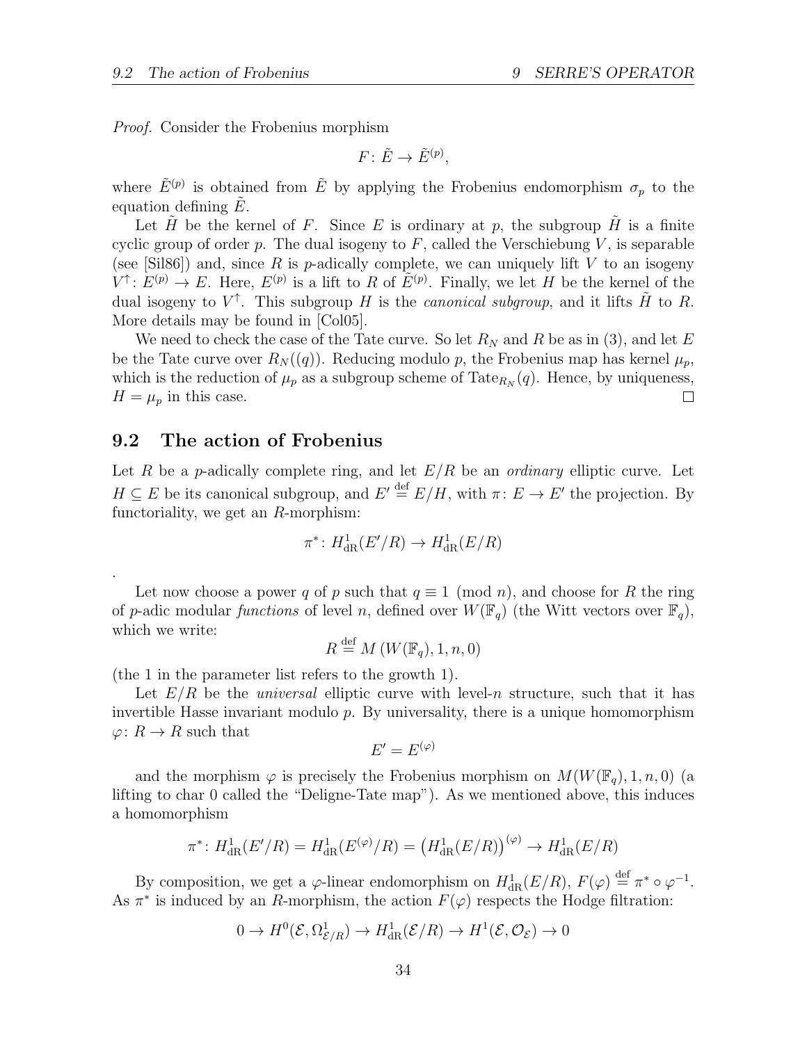*Proof.* Consider the Frobenius morphism

$$F\colon \tilde{E} \to \tilde{E}^{(p)},$$

where $\tilde{E}^{(p)}$ is obtained from $\tilde{E}$ by applying the Frobenius endomorphism $\sigma_p$ to the equation defining $\tilde{E}$.

Let $\tilde{H}$ be the kernel of $F$. Since $E$ is ordinary at $p$, the subgroup $\tilde{H}$ is a finite cyclic group of order $p$. The dual isogeny to $F$, called the Verschiebung $V$, is separable (see [Sil86]) and, since $R$ is $p$-adically complete, we can uniquely lift $V$ to an isogeny $V^{\uparrow}\colon E^{(p)} \to E$. Here, $E^{(p)}$ is a lift to $R$ of $\tilde{E}^{(p)}$. Finally, we let $H$ be the kernel of the dual isogeny to $V^{\uparrow}$. This subgroup $H$ is the *canonical subgroup*, and it lifts $\tilde{H}$ to $R$. More details may be found in [Col05].

We need to check the case of the Tate curve. So let $R_N$ and $R$ be as in (3), and let $E$ be the Tate curve over $R_N((q))$. Reducing modulo $p$, the Frobenius map has kernel $\mu_p$, which is the reduction of $\mu_p$ as a subgroup scheme of $\mathrm{Tate}_{R_N}(q)$. Hence, by uniqueness, $H = \mu_p$ in this case. $\square$

## 9.2 The action of Frobenius

Let $R$ be a $p$-adically complete ring, and let $E/R$ be an *ordinary* elliptic curve. Let $H \subseteq E$ be its canonical subgroup, and $E' \stackrel{\text{def}}{=} E/H$, with $\pi\colon E \to E'$ the projection. By functoriality, we get an $R$-morphism:

$$\pi^*\colon H^1_{\mathrm{dR}}(E'/R) \to H^1_{\mathrm{dR}}(E/R)$$

.

Let now choose a power $q$ of $p$ such that $q \equiv 1 \pmod{n}$, and choose for $R$ the ring of $p$-adic modular *functions* of level $n$, defined over $W(\mathbb{F}_q)$ (the Witt vectors over $\mathbb{F}_q$), which we write:

$$R \stackrel{\text{def}}{=} M\left(W(\mathbb{F}_q), 1, n, 0\right)$$

(the 1 in the parameter list refers to the growth 1).

Let $E/R$ be the *universal* elliptic curve with level-$n$ structure, such that it has invertible Hasse invariant modulo $p$. By universality, there is a unique homomorphism $\varphi\colon R \to R$ such that

$$E' = E^{(\varphi)}$$

and the morphism $\varphi$ is precisely the Frobenius morphism on $M(W(\mathbb{F}_q), 1, n, 0)$ (a lifting to char 0 called the "Deligne-Tate map"). As we mentioned above, this induces a homomorphism

$$\pi^*\colon H^1_{\mathrm{dR}}(E'/R) = H^1_{\mathrm{dR}}(E^{(\varphi)}/R) = \left(H^1_{\mathrm{dR}}(E/R)\right)^{(\varphi)} \to H^1_{\mathrm{dR}}(E/R)$$

By composition, we get a $\varphi$-linear endomorphism on $H^1_{\mathrm{dR}}(E/R)$, $F(\varphi) \stackrel{\text{def}}{=} \pi^* \circ \varphi^{-1}$. As $\pi^*$ is induced by an $R$-morphism, the action $F(\varphi)$ respects the Hodge filtration:

$$0 \to H^0(\mathcal{E}, \Omega^1_{\mathcal{E}/R}) \to H^1_{\mathrm{dR}}(\mathcal{E}/R) \to H^1(\mathcal{E}, \mathcal{O}_{\mathcal{E}}) \to 0$$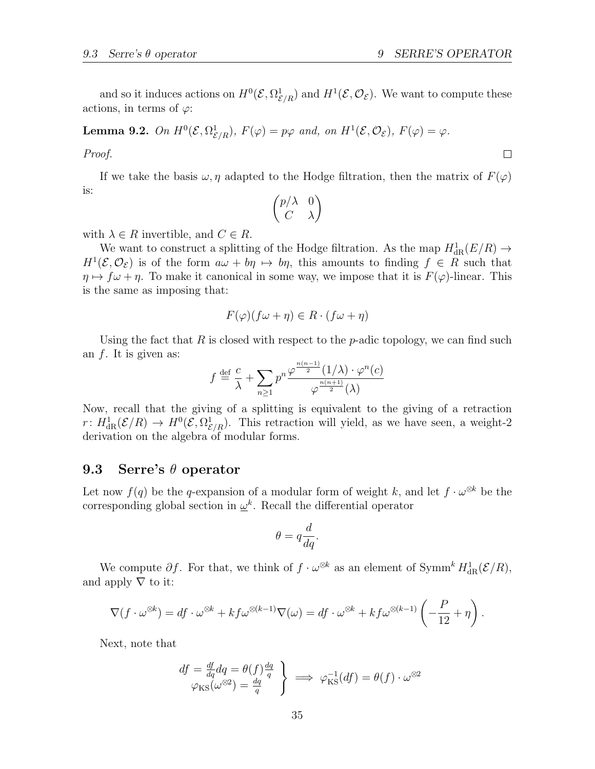and so it induces actions on $H^0(\mathcal{E}, \Omega^1_{\mathcal{E}/R})$ and $H^1(\mathcal{E}, \mathcal{O}_\mathcal{E})$. We want to compute these actions, in terms of $\varphi$:

**Lemma 9.2.** *On $H^0(\mathcal{E}, \Omega^1_{\mathcal{E}/R})$, $F(\varphi) = p\varphi$ and, on $H^1(\mathcal{E}, \mathcal{O}_\mathcal{E})$, $F(\varphi) = \varphi$.*

*Proof.* □

If we take the basis $\omega, \eta$ adapted to the Hodge filtration, then the matrix of $F(\varphi)$ is:

$$\begin{pmatrix} p/\lambda & 0 \\ C & \lambda \end{pmatrix}$$

with $\lambda \in R$ invertible, and $C \in R$.

We want to construct a splitting of the Hodge filtration. As the map $H^1_{\mathrm{dR}}(E/R) \to H^1(\mathcal{E}, \mathcal{O}_\mathcal{E})$ is of the form $a\omega + b\eta \mapsto b\eta$, this amounts to finding $f \in R$ such that $\eta \mapsto f\omega + \eta$. To make it canonical in some way, we impose that it is $F(\varphi)$-linear. This is the same as imposing that:

$$F(\varphi)(f\omega + \eta) \in R \cdot (f\omega + \eta)$$

Using the fact that $R$ is closed with respect to the $p$-adic topology, we can find such an $f$. It is given as:

$$f \overset{\text{def}}{=} \frac{c}{\lambda} + \sum_{n \geq 1} p^n \frac{\varphi^{\frac{n(n-1)}{2}}(1/\lambda) \cdot \varphi^n(c)}{\varphi^{\frac{n(n+1)}{2}}(\lambda)}$$

Now, recall that the giving of a splitting is equivalent to the giving of a retraction $r\colon H^1_{\mathrm{dR}}(\mathcal{E}/R) \to H^0(\mathcal{E}, \Omega^1_{\mathcal{E}/R})$. This retraction will yield, as we have seen, a weight-2 derivation on the algebra of modular forms.

## 9.3 Serre's $\theta$ operator

Let now $f(q)$ be the $q$-expansion of a modular form of weight $k$, and let $f \cdot \omega^{\otimes k}$ be the corresponding global section in $\underline{\omega}^k$. Recall the differential operator

$$\theta = q\frac{d}{dq}.$$

We compute $\partial f$. For that, we think of $f \cdot \omega^{\otimes k}$ as an element of $\mathrm{Symm}^k H^1_{\mathrm{dR}}(\mathcal{E}/R)$, and apply $\nabla$ to it:

$$\nabla(f \cdot \omega^{\otimes k}) = df \cdot \omega^{\otimes k} + kf\omega^{\otimes(k-1)}\nabla(\omega) = df \cdot \omega^{\otimes k} + kf\omega^{\otimes(k-1)}\left(-\frac{P}{12} + \eta\right).$$

Next, note that

$$\left.\begin{array}{r} df = \frac{df}{dq}dq = \theta(f)\frac{dq}{q} \\ \varphi_{\mathrm{KS}}(\omega^{\otimes 2}) = \frac{dq}{q} \end{array}\right\} \implies \varphi_{\mathrm{KS}}^{-1}(df) = \theta(f) \cdot \omega^{\otimes 2}$$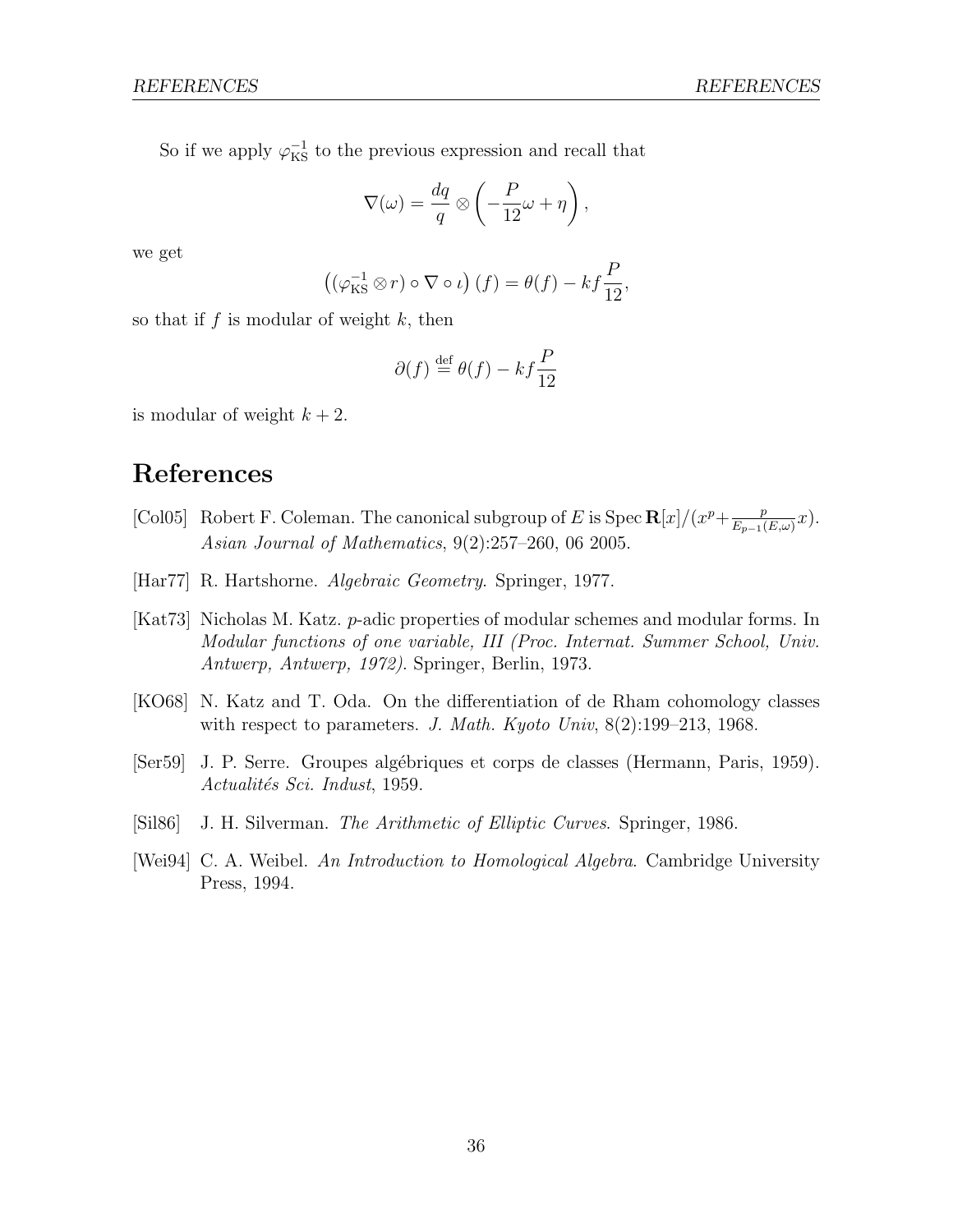So if we apply $\varphi_{\mathrm{KS}}^{-1}$ to the previous expression and recall that

$$\nabla(\omega) = \frac{dq}{q} \otimes \left( -\frac{P}{12}\omega + \eta \right),$$

we get

$$\left( (\varphi_{\mathrm{KS}}^{-1} \otimes r) \circ \nabla \circ \iota \right)(f) = \theta(f) - kf\frac{P}{12},$$

so that if $f$ is modular of weight $k$, then

$$\partial(f) \stackrel{\text{def}}{=} \theta(f) - kf\frac{P}{12}$$

is modular of weight $k+2$.

# References

[Col05] Robert F. Coleman. The canonical subgroup of $E$ is $\operatorname{Spec} \mathbf{R}[x]/(x^p + \frac{p}{E_{p-1}(E,\omega)}x)$. *Asian Journal of Mathematics*, 9(2):257–260, 06 2005.

[Har77] R. Hartshorne. *Algebraic Geometry*. Springer, 1977.

[Kat73] Nicholas M. Katz. $p$-adic properties of modular schemes and modular forms. In *Modular functions of one variable, III (Proc. Internat. Summer School, Univ. Antwerp, Antwerp, 1972)*. Springer, Berlin, 1973.

[KO68] N. Katz and T. Oda. On the differentiation of de Rham cohomology classes with respect to parameters. *J. Math. Kyoto Univ*, 8(2):199–213, 1968.

[Ser59] J. P. Serre. Groupes algébriques et corps de classes (Hermann, Paris, 1959). *Actualités Sci. Indust*, 1959.

[Sil86] J. H. Silverman. *The Arithmetic of Elliptic Curves*. Springer, 1986.

[Wei94] C. A. Weibel. *An Introduction to Homological Algebra*. Cambridge University Press, 1994.